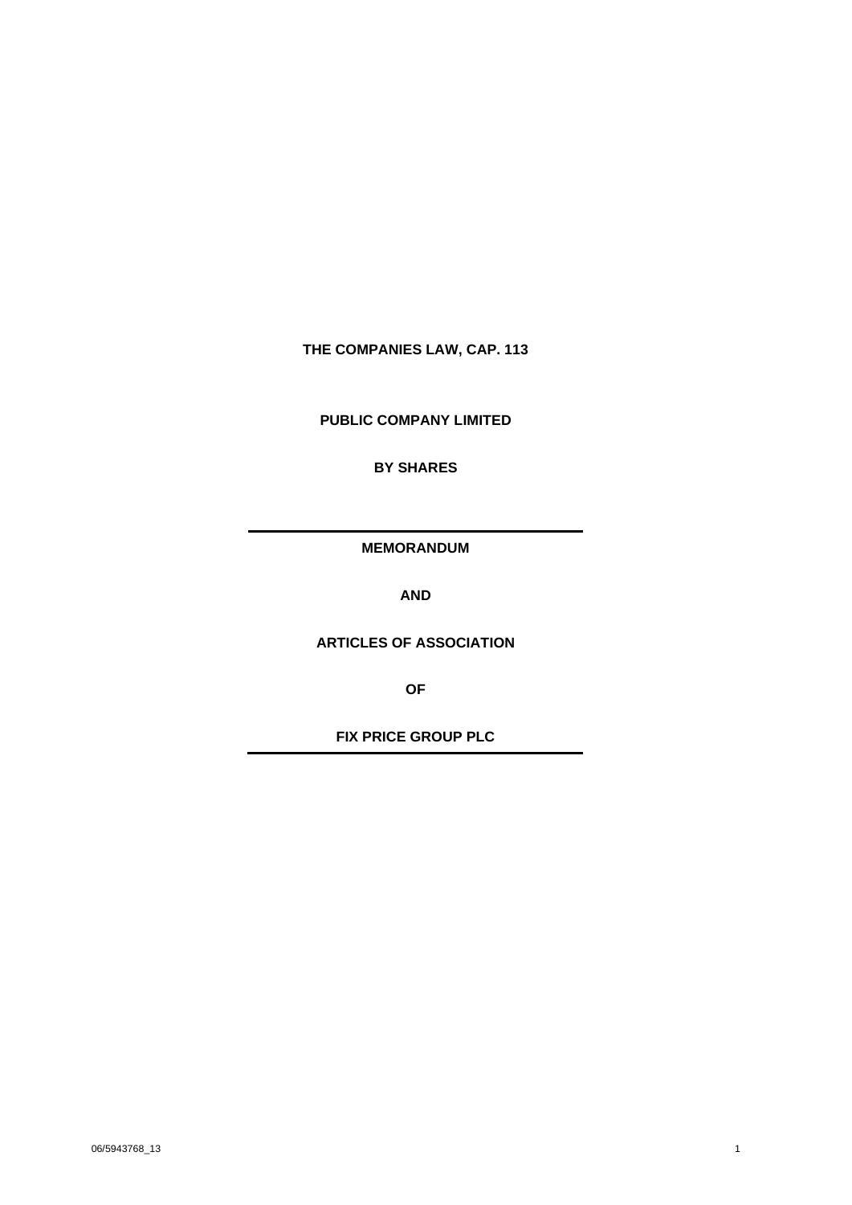**THE COMPANIES LAW, CAP. 113**

**PUBLIC COMPANY LIMITED**

**BY SHARES**

---

**MEMORANDUM**

**AND**

**ARTICLES OF ASSOCIATION**

**OF**

**FIX PRICE GROUP PLC**

---

06/5943768_13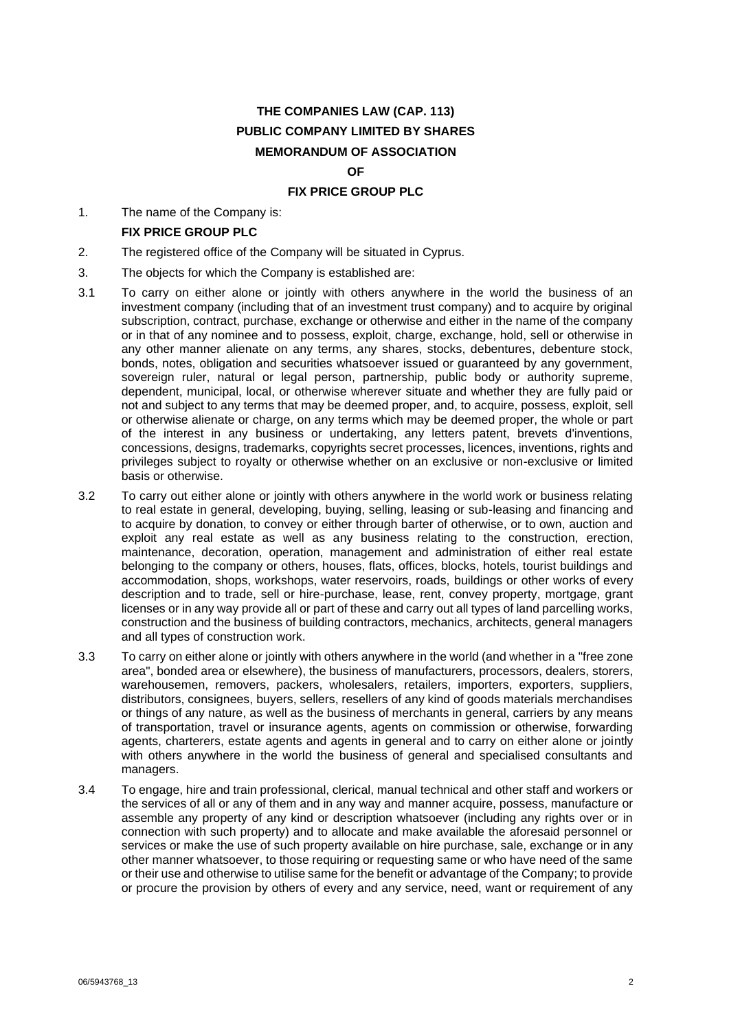**THE COMPANIES LAW (CAP. 113)**

**PUBLIC COMPANY LIMITED BY SHARES**

**MEMORANDUM OF ASSOCIATION**

**OF**

**FIX PRICE GROUP PLC**

1. The name of the Company is:

   **FIX PRICE GROUP PLC**

2. The registered office of the Company will be situated in Cyprus.

3. The objects for which the Company is established are:

3.1 To carry on either alone or jointly with others anywhere in the world the business of an investment company (including that of an investment trust company) and to acquire by original subscription, contract, purchase, exchange or otherwise and either in the name of the company or in that of any nominee and to possess, exploit, charge, exchange, hold, sell or otherwise in any other manner alienate on any terms, any shares, stocks, debentures, debenture stock, bonds, notes, obligation and securities whatsoever issued or guaranteed by any government, sovereign ruler, natural or legal person, partnership, public body or authority supreme, dependent, municipal, local, or otherwise wherever situate and whether they are fully paid or not and subject to any terms that may be deemed proper, and, to acquire, possess, exploit, sell or otherwise alienate or charge, on any terms which may be deemed proper, the whole or part of the interest in any business or undertaking, any letters patent, brevets d'inventions, concessions, designs, trademarks, copyrights secret processes, licences, inventions, rights and privileges subject to royalty or otherwise whether on an exclusive or non-exclusive or limited basis or otherwise.

3.2 To carry out either alone or jointly with others anywhere in the world work or business relating to real estate in general, developing, buying, selling, leasing or sub-leasing and financing and to acquire by donation, to convey or either through barter of otherwise, or to own, auction and exploit any real estate as well as any business relating to the construction, erection, maintenance, decoration, operation, management and administration of either real estate belonging to the company or others, houses, flats, offices, blocks, hotels, tourist buildings and accommodation, shops, workshops, water reservoirs, roads, buildings or other works of every description and to trade, sell or hire-purchase, lease, rent, convey property, mortgage, grant licenses or in any way provide all or part of these and carry out all types of land parcelling works, construction and the business of building contractors, mechanics, architects, general managers and all types of construction work.

3.3 To carry on either alone or jointly with others anywhere in the world (and whether in a "free zone area", bonded area or elsewhere), the business of manufacturers, processors, dealers, storers, warehousemen, removers, packers, wholesalers, retailers, importers, exporters, suppliers, distributors, consignees, buyers, sellers, resellers of any kind of goods materials merchandises or things of any nature, as well as the business of merchants in general, carriers by any means of transportation, travel or insurance agents, agents on commission or otherwise, forwarding agents, charterers, estate agents and agents in general and to carry on either alone or jointly with others anywhere in the world the business of general and specialised consultants and managers.

3.4 To engage, hire and train professional, clerical, manual technical and other staff and workers or the services of all or any of them and in any way and manner acquire, possess, manufacture or assemble any property of any kind or description whatsoever (including any rights over or in connection with such property) and to allocate and make available the aforesaid personnel or services or make the use of such property available on hire purchase, sale, exchange or in any other manner whatsoever, to those requiring or requesting same or who have need of the same or their use and otherwise to utilise same for the benefit or advantage of the Company; to provide or procure the provision by others of every and any service, need, want or requirement of any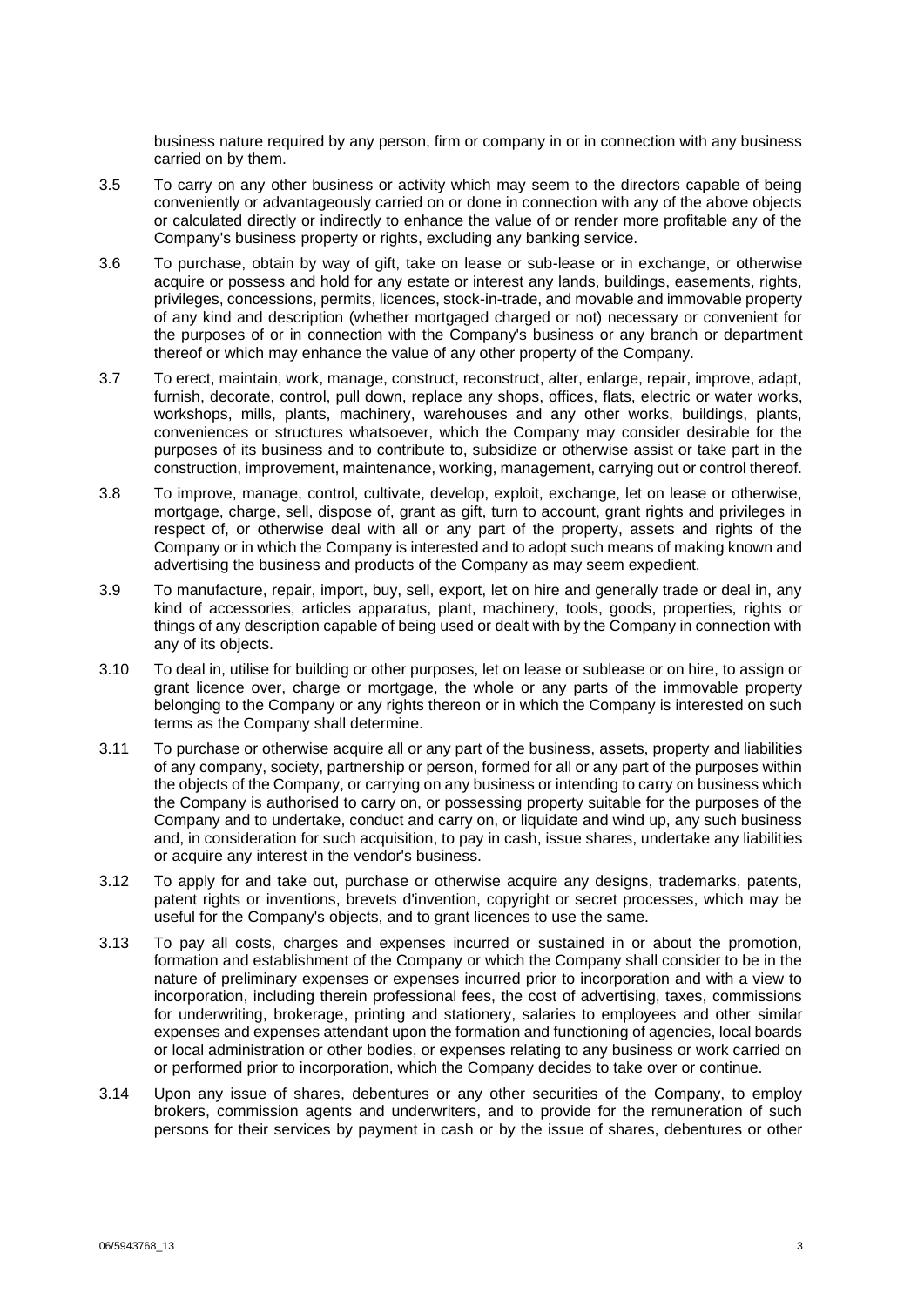business nature required by any person, firm or company in or in connection with any business carried on by them.

3.5 To carry on any other business or activity which may seem to the directors capable of being conveniently or advantageously carried on or done in connection with any of the above objects or calculated directly or indirectly to enhance the value of or render more profitable any of the Company's business property or rights, excluding any banking service.

3.6 To purchase, obtain by way of gift, take on lease or sub-lease or in exchange, or otherwise acquire or possess and hold for any estate or interest any lands, buildings, easements, rights, privileges, concessions, permits, licences, stock-in-trade, and movable and immovable property of any kind and description (whether mortgaged charged or not) necessary or convenient for the purposes of or in connection with the Company's business or any branch or department thereof or which may enhance the value of any other property of the Company.

3.7 To erect, maintain, work, manage, construct, reconstruct, alter, enlarge, repair, improve, adapt, furnish, decorate, control, pull down, replace any shops, offices, flats, electric or water works, workshops, mills, plants, machinery, warehouses and any other works, buildings, plants, conveniences or structures whatsoever, which the Company may consider desirable for the purposes of its business and to contribute to, subsidize or otherwise assist or take part in the construction, improvement, maintenance, working, management, carrying out or control thereof.

3.8 To improve, manage, control, cultivate, develop, exploit, exchange, let on lease or otherwise, mortgage, charge, sell, dispose of, grant as gift, turn to account, grant rights and privileges in respect of, or otherwise deal with all or any part of the property, assets and rights of the Company or in which the Company is interested and to adopt such means of making known and advertising the business and products of the Company as may seem expedient.

3.9 To manufacture, repair, import, buy, sell, export, let on hire and generally trade or deal in, any kind of accessories, articles apparatus, plant, machinery, tools, goods, properties, rights or things of any description capable of being used or dealt with by the Company in connection with any of its objects.

3.10 To deal in, utilise for building or other purposes, let on lease or sublease or on hire, to assign or grant licence over, charge or mortgage, the whole or any parts of the immovable property belonging to the Company or any rights thereon or in which the Company is interested on such terms as the Company shall determine.

3.11 To purchase or otherwise acquire all or any part of the business, assets, property and liabilities of any company, society, partnership or person, formed for all or any part of the purposes within the objects of the Company, or carrying on any business or intending to carry on business which the Company is authorised to carry on, or possessing property suitable for the purposes of the Company and to undertake, conduct and carry on, or liquidate and wind up, any such business and, in consideration for such acquisition, to pay in cash, issue shares, undertake any liabilities or acquire any interest in the vendor's business.

3.12 To apply for and take out, purchase or otherwise acquire any designs, trademarks, patents, patent rights or inventions, brevets d'invention, copyright or secret processes, which may be useful for the Company's objects, and to grant licences to use the same.

3.13 To pay all costs, charges and expenses incurred or sustained in or about the promotion, formation and establishment of the Company or which the Company shall consider to be in the nature of preliminary expenses or expenses incurred prior to incorporation and with a view to incorporation, including therein professional fees, the cost of advertising, taxes, commissions for underwriting, brokerage, printing and stationery, salaries to employees and other similar expenses and expenses attendant upon the formation and functioning of agencies, local boards or local administration or other bodies, or expenses relating to any business or work carried on or performed prior to incorporation, which the Company decides to take over or continue.

3.14 Upon any issue of shares, debentures or any other securities of the Company, to employ brokers, commission agents and underwriters, and to provide for the remuneration of such persons for their services by payment in cash or by the issue of shares, debentures or other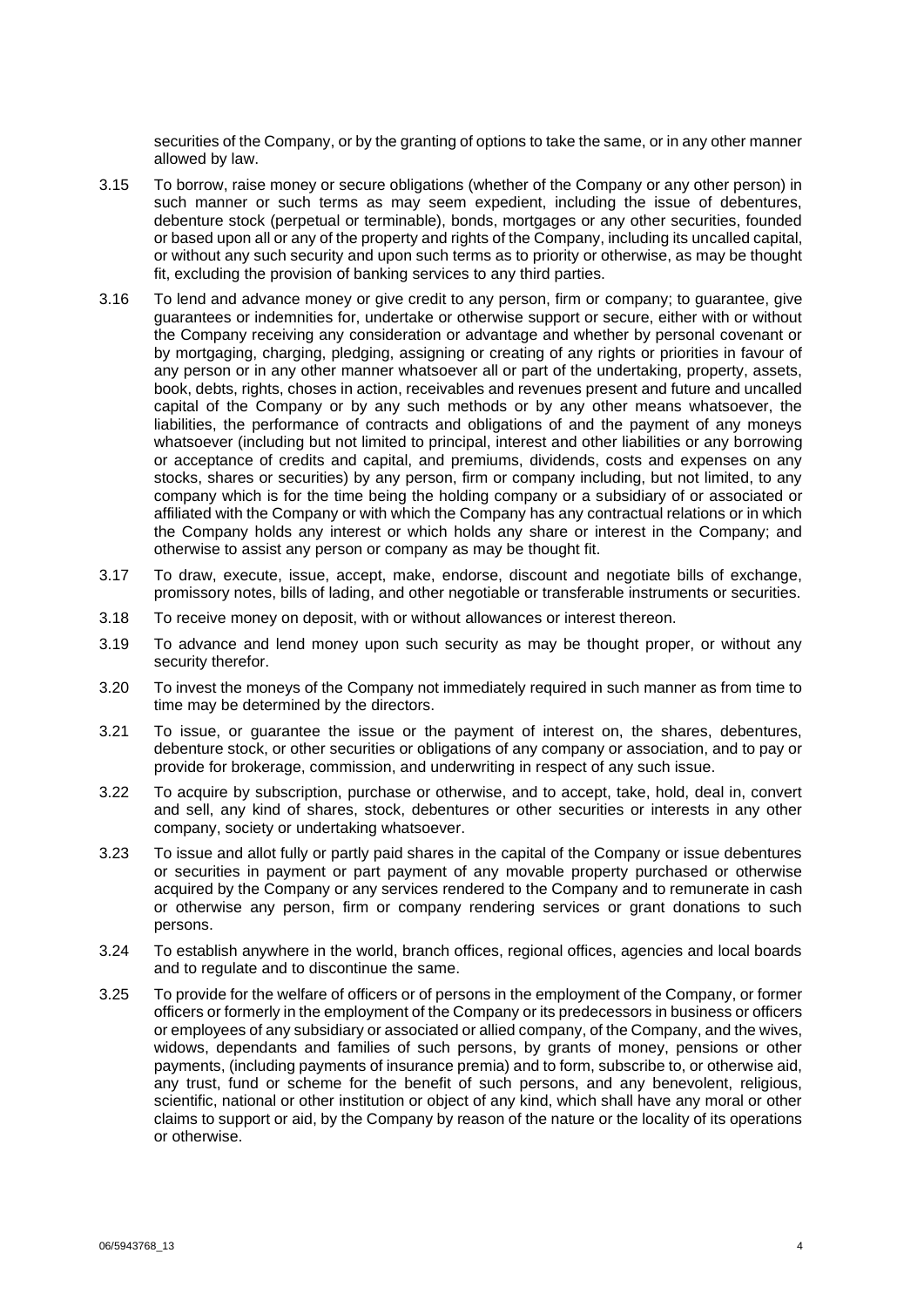securities of the Company, or by the granting of options to take the same, or in any other manner allowed by law.

3.15 To borrow, raise money or secure obligations (whether of the Company or any other person) in such manner or such terms as may seem expedient, including the issue of debentures, debenture stock (perpetual or terminable), bonds, mortgages or any other securities, founded or based upon all or any of the property and rights of the Company, including its uncalled capital, or without any such security and upon such terms as to priority or otherwise, as may be thought fit, excluding the provision of banking services to any third parties.

3.16 To lend and advance money or give credit to any person, firm or company; to guarantee, give guarantees or indemnities for, undertake or otherwise support or secure, either with or without the Company receiving any consideration or advantage and whether by personal covenant or by mortgaging, charging, pledging, assigning or creating of any rights or priorities in favour of any person or in any other manner whatsoever all or part of the undertaking, property, assets, book, debts, rights, choses in action, receivables and revenues present and future and uncalled capital of the Company or by any such methods or by any other means whatsoever, the liabilities, the performance of contracts and obligations of and the payment of any moneys whatsoever (including but not limited to principal, interest and other liabilities or any borrowing or acceptance of credits and capital, and premiums, dividends, costs and expenses on any stocks, shares or securities) by any person, firm or company including, but not limited, to any company which is for the time being the holding company or a subsidiary of or associated or affiliated with the Company or with which the Company has any contractual relations or in which the Company holds any interest or which holds any share or interest in the Company; and otherwise to assist any person or company as may be thought fit.

3.17 To draw, execute, issue, accept, make, endorse, discount and negotiate bills of exchange, promissory notes, bills of lading, and other negotiable or transferable instruments or securities.

3.18 To receive money on deposit, with or without allowances or interest thereon.

3.19 To advance and lend money upon such security as may be thought proper, or without any security therefor.

3.20 To invest the moneys of the Company not immediately required in such manner as from time to time may be determined by the directors.

3.21 To issue, or guarantee the issue or the payment of interest on, the shares, debentures, debenture stock, or other securities or obligations of any company or association, and to pay or provide for brokerage, commission, and underwriting in respect of any such issue.

3.22 To acquire by subscription, purchase or otherwise, and to accept, take, hold, deal in, convert and sell, any kind of shares, stock, debentures or other securities or interests in any other company, society or undertaking whatsoever.

3.23 To issue and allot fully or partly paid shares in the capital of the Company or issue debentures or securities in payment or part payment of any movable property purchased or otherwise acquired by the Company or any services rendered to the Company and to remunerate in cash or otherwise any person, firm or company rendering services or grant donations to such persons.

3.24 To establish anywhere in the world, branch offices, regional offices, agencies and local boards and to regulate and to discontinue the same.

3.25 To provide for the welfare of officers or of persons in the employment of the Company, or former officers or formerly in the employment of the Company or its predecessors in business or officers or employees of any subsidiary or associated or allied company, of the Company, and the wives, widows, dependants and families of such persons, by grants of money, pensions or other payments, (including payments of insurance premia) and to form, subscribe to, or otherwise aid, any trust, fund or scheme for the benefit of such persons, and any benevolent, religious, scientific, national or other institution or object of any kind, which shall have any moral or other claims to support or aid, by the Company by reason of the nature or the locality of its operations or otherwise.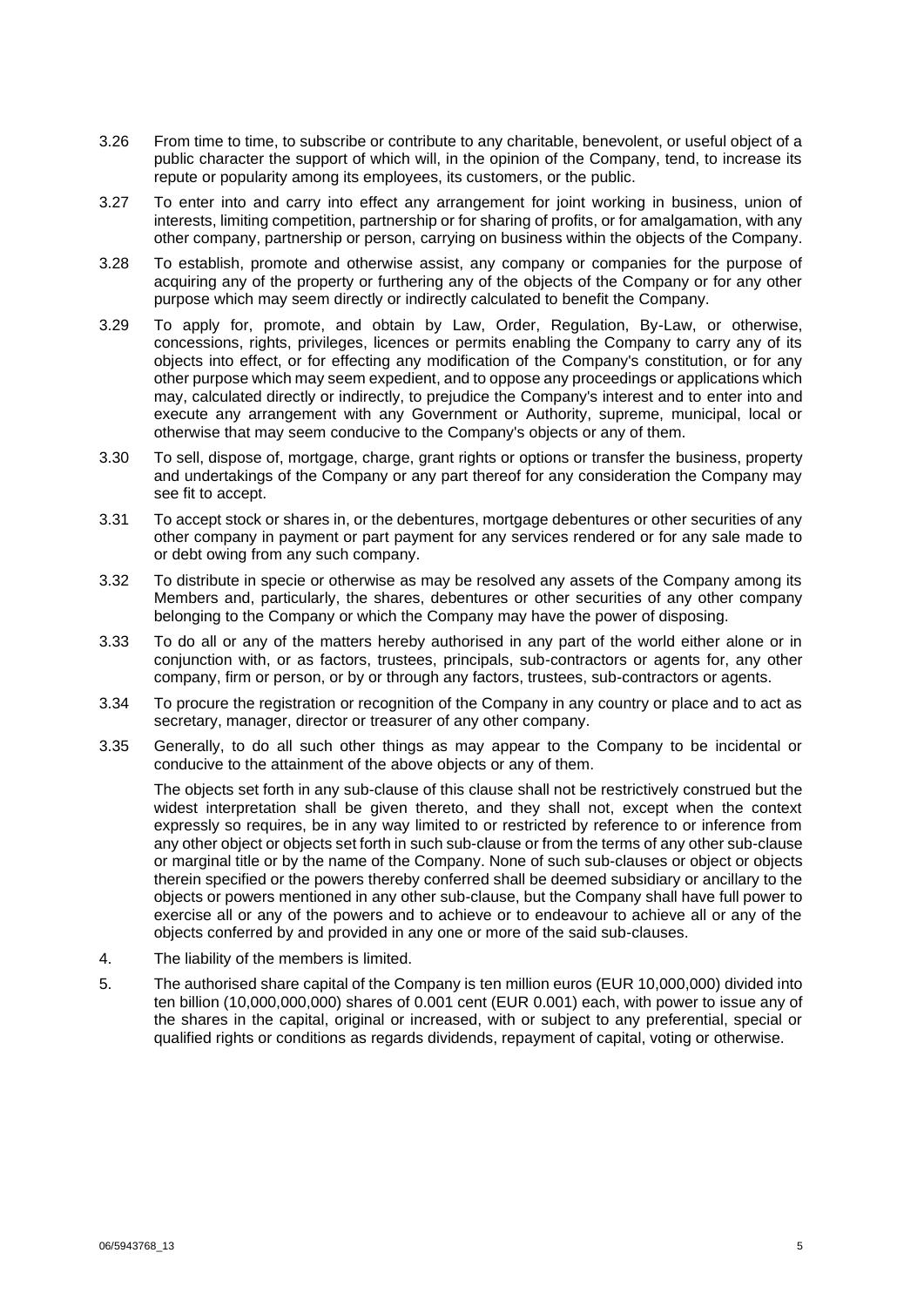3.26 From time to time, to subscribe or contribute to any charitable, benevolent, or useful object of a public character the support of which will, in the opinion of the Company, tend, to increase its repute or popularity among its employees, its customers, or the public.

3.27 To enter into and carry into effect any arrangement for joint working in business, union of interests, limiting competition, partnership or for sharing of profits, or for amalgamation, with any other company, partnership or person, carrying on business within the objects of the Company.

3.28 To establish, promote and otherwise assist, any company or companies for the purpose of acquiring any of the property or furthering any of the objects of the Company or for any other purpose which may seem directly or indirectly calculated to benefit the Company.

3.29 To apply for, promote, and obtain by Law, Order, Regulation, By-Law, or otherwise, concessions, rights, privileges, licences or permits enabling the Company to carry any of its objects into effect, or for effecting any modification of the Company's constitution, or for any other purpose which may seem expedient, and to oppose any proceedings or applications which may, calculated directly or indirectly, to prejudice the Company's interest and to enter into and execute any arrangement with any Government or Authority, supreme, municipal, local or otherwise that may seem conducive to the Company's objects or any of them.

3.30 To sell, dispose of, mortgage, charge, grant rights or options or transfer the business, property and undertakings of the Company or any part thereof for any consideration the Company may see fit to accept.

3.31 To accept stock or shares in, or the debentures, mortgage debentures or other securities of any other company in payment or part payment for any services rendered or for any sale made to or debt owing from any such company.

3.32 To distribute in specie or otherwise as may be resolved any assets of the Company among its Members and, particularly, the shares, debentures or other securities of any other company belonging to the Company or which the Company may have the power of disposing.

3.33 To do all or any of the matters hereby authorised in any part of the world either alone or in conjunction with, or as factors, trustees, principals, sub-contractors or agents for, any other company, firm or person, or by or through any factors, trustees, sub-contractors or agents.

3.34 To procure the registration or recognition of the Company in any country or place and to act as secretary, manager, director or treasurer of any other company.

3.35 Generally, to do all such other things as may appear to the Company to be incidental or conducive to the attainment of the above objects or any of them.

The objects set forth in any sub-clause of this clause shall not be restrictively construed but the widest interpretation shall be given thereto, and they shall not, except when the context expressly so requires, be in any way limited to or restricted by reference to or inference from any other object or objects set forth in such sub-clause or from the terms of any other sub-clause or marginal title or by the name of the Company. None of such sub-clauses or object or objects therein specified or the powers thereby conferred shall be deemed subsidiary or ancillary to the objects or powers mentioned in any other sub-clause, but the Company shall have full power to exercise all or any of the powers and to achieve or to endeavour to achieve all or any of the objects conferred by and provided in any one or more of the said sub-clauses.

4. The liability of the members is limited.

5. The authorised share capital of the Company is ten million euros (EUR 10,000,000) divided into ten billion (10,000,000,000) shares of 0.001 cent (EUR 0.001) each, with power to issue any of the shares in the capital, original or increased, with or subject to any preferential, special or qualified rights or conditions as regards dividends, repayment of capital, voting or otherwise.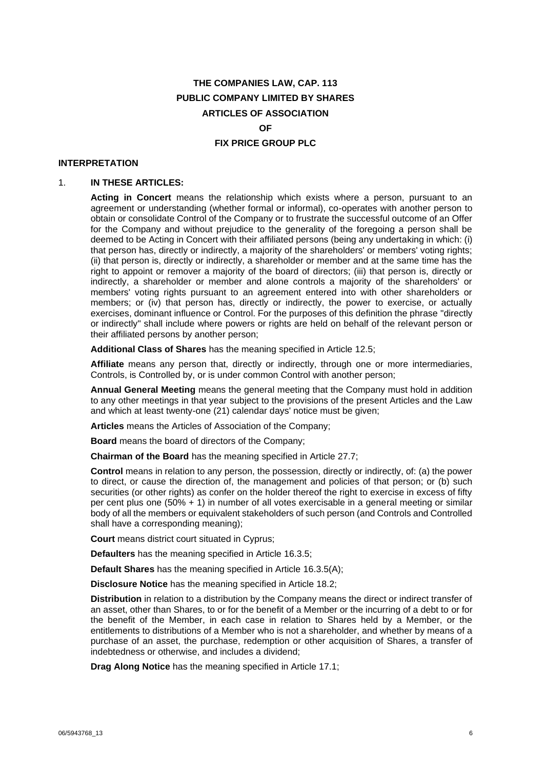# THE COMPANIES LAW, CAP. 113
# PUBLIC COMPANY LIMITED BY SHARES
# ARTICLES OF ASSOCIATION
# OF
# FIX PRICE GROUP PLC

## INTERPRETATION

1. **IN THESE ARTICLES:**

**Acting in Concert** means the relationship which exists where a person, pursuant to an agreement or understanding (whether formal or informal), co-operates with another person to obtain or consolidate Control of the Company or to frustrate the successful outcome of an Offer for the Company and without prejudice to the generality of the foregoing a person shall be deemed to be Acting in Concert with their affiliated persons (being any undertaking in which: (i) that person has, directly or indirectly, a majority of the shareholders' or members' voting rights; (ii) that person is, directly or indirectly, a shareholder or member and at the same time has the right to appoint or remover a majority of the board of directors; (iii) that person is, directly or indirectly, a shareholder or member and alone controls a majority of the shareholders' or members' voting rights pursuant to an agreement entered into with other shareholders or members; or (iv) that person has, directly or indirectly, the power to exercise, or actually exercises, dominant influence or Control. For the purposes of this definition the phrase "directly or indirectly" shall include where powers or rights are held on behalf of the relevant person or their affiliated persons by another person;

**Additional Class of Shares** has the meaning specified in Article 12.5;

**Affiliate** means any person that, directly or indirectly, through one or more intermediaries, Controls, is Controlled by, or is under common Control with another person;

**Annual General Meeting** means the general meeting that the Company must hold in addition to any other meetings in that year subject to the provisions of the present Articles and the Law and which at least twenty-one (21) calendar days' notice must be given;

**Articles** means the Articles of Association of the Company;

**Board** means the board of directors of the Company;

**Chairman of the Board** has the meaning specified in Article 27.7;

**Control** means in relation to any person, the possession, directly or indirectly, of: (a) the power to direct, or cause the direction of, the management and policies of that person; or (b) such securities (or other rights) as confer on the holder thereof the right to exercise in excess of fifty per cent plus one (50% + 1) in number of all votes exercisable in a general meeting or similar body of all the members or equivalent stakeholders of such person (and Controls and Controlled shall have a corresponding meaning);

**Court** means district court situated in Cyprus;

**Defaulters** has the meaning specified in Article 16.3.5;

**Default Shares** has the meaning specified in Article 16.3.5(A);

**Disclosure Notice** has the meaning specified in Article 18.2;

**Distribution** in relation to a distribution by the Company means the direct or indirect transfer of an asset, other than Shares, to or for the benefit of a Member or the incurring of a debt to or for the benefit of the Member, in each case in relation to Shares held by a Member, or the entitlements to distributions of a Member who is not a shareholder, and whether by means of a purchase of an asset, the purchase, redemption or other acquisition of Shares, a transfer of indebtedness or otherwise, and includes a dividend;

**Drag Along Notice** has the meaning specified in Article 17.1;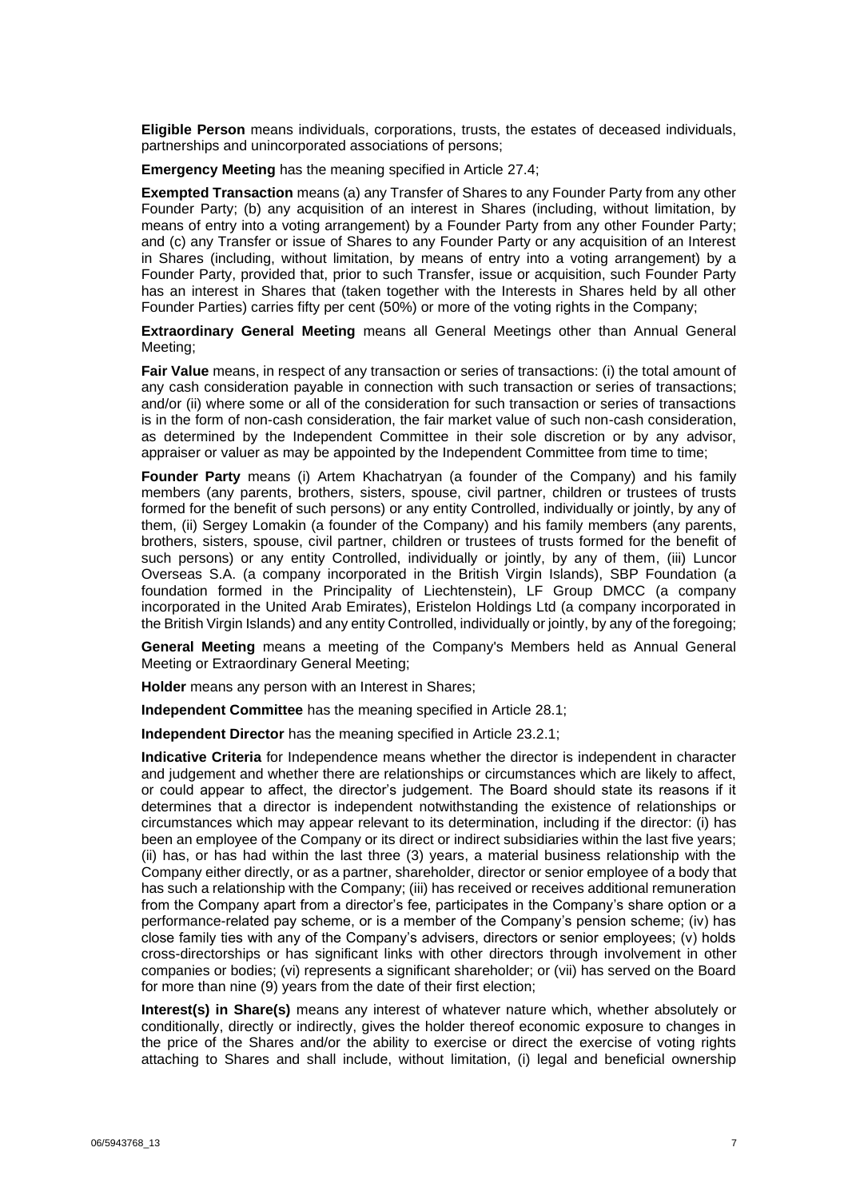**Eligible Person** means individuals, corporations, trusts, the estates of deceased individuals, partnerships and unincorporated associations of persons;

**Emergency Meeting** has the meaning specified in Article 27.4;

**Exempted Transaction** means (a) any Transfer of Shares to any Founder Party from any other Founder Party; (b) any acquisition of an interest in Shares (including, without limitation, by means of entry into a voting arrangement) by a Founder Party from any other Founder Party; and (c) any Transfer or issue of Shares to any Founder Party or any acquisition of an Interest in Shares (including, without limitation, by means of entry into a voting arrangement) by a Founder Party, provided that, prior to such Transfer, issue or acquisition, such Founder Party has an interest in Shares that (taken together with the Interests in Shares held by all other Founder Parties) carries fifty per cent (50%) or more of the voting rights in the Company;

**Extraordinary General Meeting** means all General Meetings other than Annual General Meeting;

**Fair Value** means, in respect of any transaction or series of transactions: (i) the total amount of any cash consideration payable in connection with such transaction or series of transactions; and/or (ii) where some or all of the consideration for such transaction or series of transactions is in the form of non-cash consideration, the fair market value of such non-cash consideration, as determined by the Independent Committee in their sole discretion or by any advisor, appraiser or valuer as may be appointed by the Independent Committee from time to time;

**Founder Party** means (i) Artem Khachatryan (a founder of the Company) and his family members (any parents, brothers, sisters, spouse, civil partner, children or trustees of trusts formed for the benefit of such persons) or any entity Controlled, individually or jointly, by any of them, (ii) Sergey Lomakin (a founder of the Company) and his family members (any parents, brothers, sisters, spouse, civil partner, children or trustees of trusts formed for the benefit of such persons) or any entity Controlled, individually or jointly, by any of them, (iii) Luncor Overseas S.A. (a company incorporated in the British Virgin Islands), SBP Foundation (a foundation formed in the Principality of Liechtenstein), LF Group DMCC (a company incorporated in the United Arab Emirates), Eristelon Holdings Ltd (a company incorporated in the British Virgin Islands) and any entity Controlled, individually or jointly, by any of the foregoing;

**General Meeting** means a meeting of the Company's Members held as Annual General Meeting or Extraordinary General Meeting;

**Holder** means any person with an Interest in Shares;

**Independent Committee** has the meaning specified in Article 28.1;

**Independent Director** has the meaning specified in Article 23.2.1;

**Indicative Criteria** for Independence means whether the director is independent in character and judgement and whether there are relationships or circumstances which are likely to affect, or could appear to affect, the director's judgement. The Board should state its reasons if it determines that a director is independent notwithstanding the existence of relationships or circumstances which may appear relevant to its determination, including if the director: (i) has been an employee of the Company or its direct or indirect subsidiaries within the last five years; (ii) has, or has had within the last three (3) years, a material business relationship with the Company either directly, or as a partner, shareholder, director or senior employee of a body that has such a relationship with the Company; (iii) has received or receives additional remuneration from the Company apart from a director's fee, participates in the Company's share option or a performance-related pay scheme, or is a member of the Company's pension scheme; (iv) has close family ties with any of the Company's advisers, directors or senior employees; (v) holds cross-directorships or has significant links with other directors through involvement in other companies or bodies; (vi) represents a significant shareholder; or (vii) has served on the Board for more than nine (9) years from the date of their first election;

**Interest(s) in Share(s)** means any interest of whatever nature which, whether absolutely or conditionally, directly or indirectly, gives the holder thereof economic exposure to changes in the price of the Shares and/or the ability to exercise or direct the exercise of voting rights attaching to Shares and shall include, without limitation, (i) legal and beneficial ownership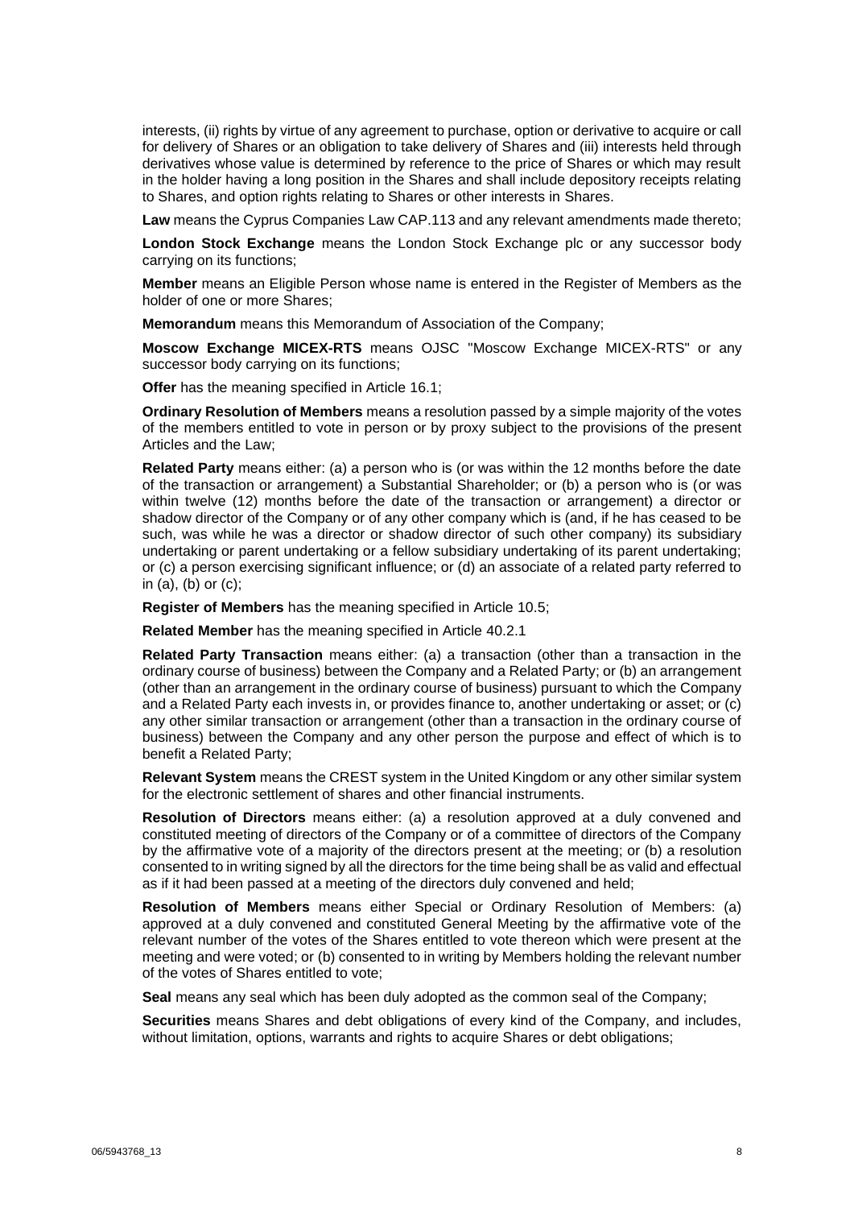interests, (ii) rights by virtue of any agreement to purchase, option or derivative to acquire or call for delivery of Shares or an obligation to take delivery of Shares and (iii) interests held through derivatives whose value is determined by reference to the price of Shares or which may result in the holder having a long position in the Shares and shall include depository receipts relating to Shares, and option rights relating to Shares or other interests in Shares.

**Law** means the Cyprus Companies Law CAP.113 and any relevant amendments made thereto;

**London Stock Exchange** means the London Stock Exchange plc or any successor body carrying on its functions;

**Member** means an Eligible Person whose name is entered in the Register of Members as the holder of one or more Shares;

**Memorandum** means this Memorandum of Association of the Company;

**Moscow Exchange MICEX-RTS** means OJSC "Moscow Exchange MICEX-RTS" or any successor body carrying on its functions;

**Offer** has the meaning specified in Article 16.1;

**Ordinary Resolution of Members** means a resolution passed by a simple majority of the votes of the members entitled to vote in person or by proxy subject to the provisions of the present Articles and the Law;

**Related Party** means either: (a) a person who is (or was within the 12 months before the date of the transaction or arrangement) a Substantial Shareholder; or (b) a person who is (or was within twelve (12) months before the date of the transaction or arrangement) a director or shadow director of the Company or of any other company which is (and, if he has ceased to be such, was while he was a director or shadow director of such other company) its subsidiary undertaking or parent undertaking or a fellow subsidiary undertaking of its parent undertaking; or (c) a person exercising significant influence; or (d) an associate of a related party referred to in (a), (b) or (c);

**Register of Members** has the meaning specified in Article 10.5;

**Related Member** has the meaning specified in Article 40.2.1

**Related Party Transaction** means either: (a) a transaction (other than a transaction in the ordinary course of business) between the Company and a Related Party; or (b) an arrangement (other than an arrangement in the ordinary course of business) pursuant to which the Company and a Related Party each invests in, or provides finance to, another undertaking or asset; or (c) any other similar transaction or arrangement (other than a transaction in the ordinary course of business) between the Company and any other person the purpose and effect of which is to benefit a Related Party;

**Relevant System** means the CREST system in the United Kingdom or any other similar system for the electronic settlement of shares and other financial instruments.

**Resolution of Directors** means either: (a) a resolution approved at a duly convened and constituted meeting of directors of the Company or of a committee of directors of the Company by the affirmative vote of a majority of the directors present at the meeting; or (b) a resolution consented to in writing signed by all the directors for the time being shall be as valid and effectual as if it had been passed at a meeting of the directors duly convened and held;

**Resolution of Members** means either Special or Ordinary Resolution of Members: (a) approved at a duly convened and constituted General Meeting by the affirmative vote of the relevant number of the votes of the Shares entitled to vote thereon which were present at the meeting and were voted; or (b) consented to in writing by Members holding the relevant number of the votes of Shares entitled to vote;

**Seal** means any seal which has been duly adopted as the common seal of the Company;

**Securities** means Shares and debt obligations of every kind of the Company, and includes, without limitation, options, warrants and rights to acquire Shares or debt obligations;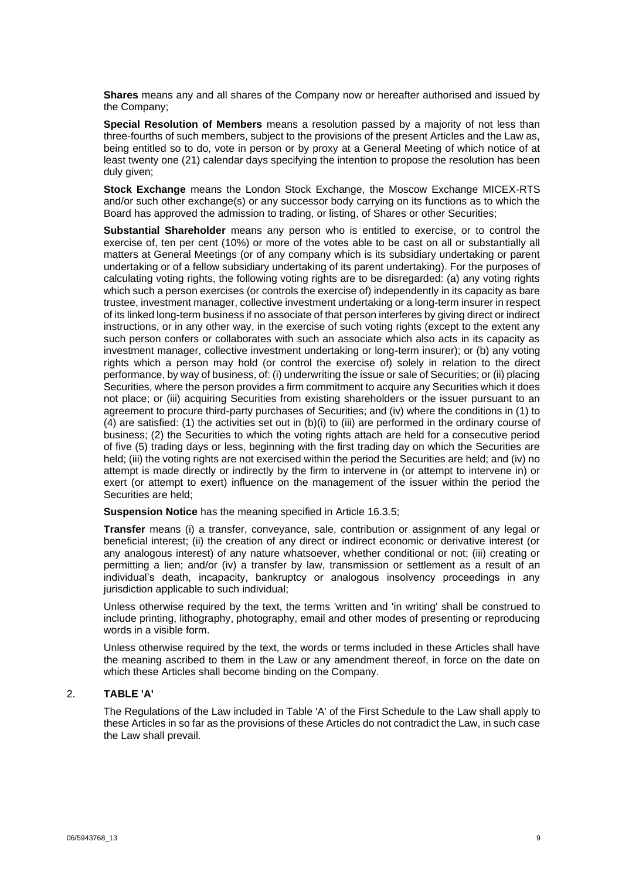**Shares** means any and all shares of the Company now or hereafter authorised and issued by the Company;

**Special Resolution of Members** means a resolution passed by a majority of not less than three-fourths of such members, subject to the provisions of the present Articles and the Law as, being entitled so to do, vote in person or by proxy at a General Meeting of which notice of at least twenty one (21) calendar days specifying the intention to propose the resolution has been duly given;

**Stock Exchange** means the London Stock Exchange, the Moscow Exchange MICEX-RTS and/or such other exchange(s) or any successor body carrying on its functions as to which the Board has approved the admission to trading, or listing, of Shares or other Securities;

**Substantial Shareholder** means any person who is entitled to exercise, or to control the exercise of, ten per cent (10%) or more of the votes able to be cast on all or substantially all matters at General Meetings (or of any company which is its subsidiary undertaking or parent undertaking or of a fellow subsidiary undertaking of its parent undertaking). For the purposes of calculating voting rights, the following voting rights are to be disregarded: (a) any voting rights which such a person exercises (or controls the exercise of) independently in its capacity as bare trustee, investment manager, collective investment undertaking or a long-term insurer in respect of its linked long-term business if no associate of that person interferes by giving direct or indirect instructions, or in any other way, in the exercise of such voting rights (except to the extent any such person confers or collaborates with such an associate which also acts in its capacity as investment manager, collective investment undertaking or long-term insurer); or (b) any voting rights which a person may hold (or control the exercise of) solely in relation to the direct performance, by way of business, of: (i) underwriting the issue or sale of Securities; or (ii) placing Securities, where the person provides a firm commitment to acquire any Securities which it does not place; or (iii) acquiring Securities from existing shareholders or the issuer pursuant to an agreement to procure third-party purchases of Securities; and (iv) where the conditions in (1) to (4) are satisfied: (1) the activities set out in (b)(i) to (iii) are performed in the ordinary course of business; (2) the Securities to which the voting rights attach are held for a consecutive period of five (5) trading days or less, beginning with the first trading day on which the Securities are held; (iii) the voting rights are not exercised within the period the Securities are held; and (iv) no attempt is made directly or indirectly by the firm to intervene in (or attempt to intervene in) or exert (or attempt to exert) influence on the management of the issuer within the period the Securities are held;

**Suspension Notice** has the meaning specified in Article 16.3.5;

**Transfer** means (i) a transfer, conveyance, sale, contribution or assignment of any legal or beneficial interest; (ii) the creation of any direct or indirect economic or derivative interest (or any analogous interest) of any nature whatsoever, whether conditional or not; (iii) creating or permitting a lien; and/or (iv) a transfer by law, transmission or settlement as a result of an individual's death, incapacity, bankruptcy or analogous insolvency proceedings in any jurisdiction applicable to such individual;

Unless otherwise required by the text, the terms 'written and 'in writing' shall be construed to include printing, lithography, photography, email and other modes of presenting or reproducing words in a visible form.

Unless otherwise required by the text, the words or terms included in these Articles shall have the meaning ascribed to them in the Law or any amendment thereof, in force on the date on which these Articles shall become binding on the Company.

## 2. TABLE 'A'

The Regulations of the Law included in Table 'A' of the First Schedule to the Law shall apply to these Articles in so far as the provisions of these Articles do not contradict the Law, in such case the Law shall prevail.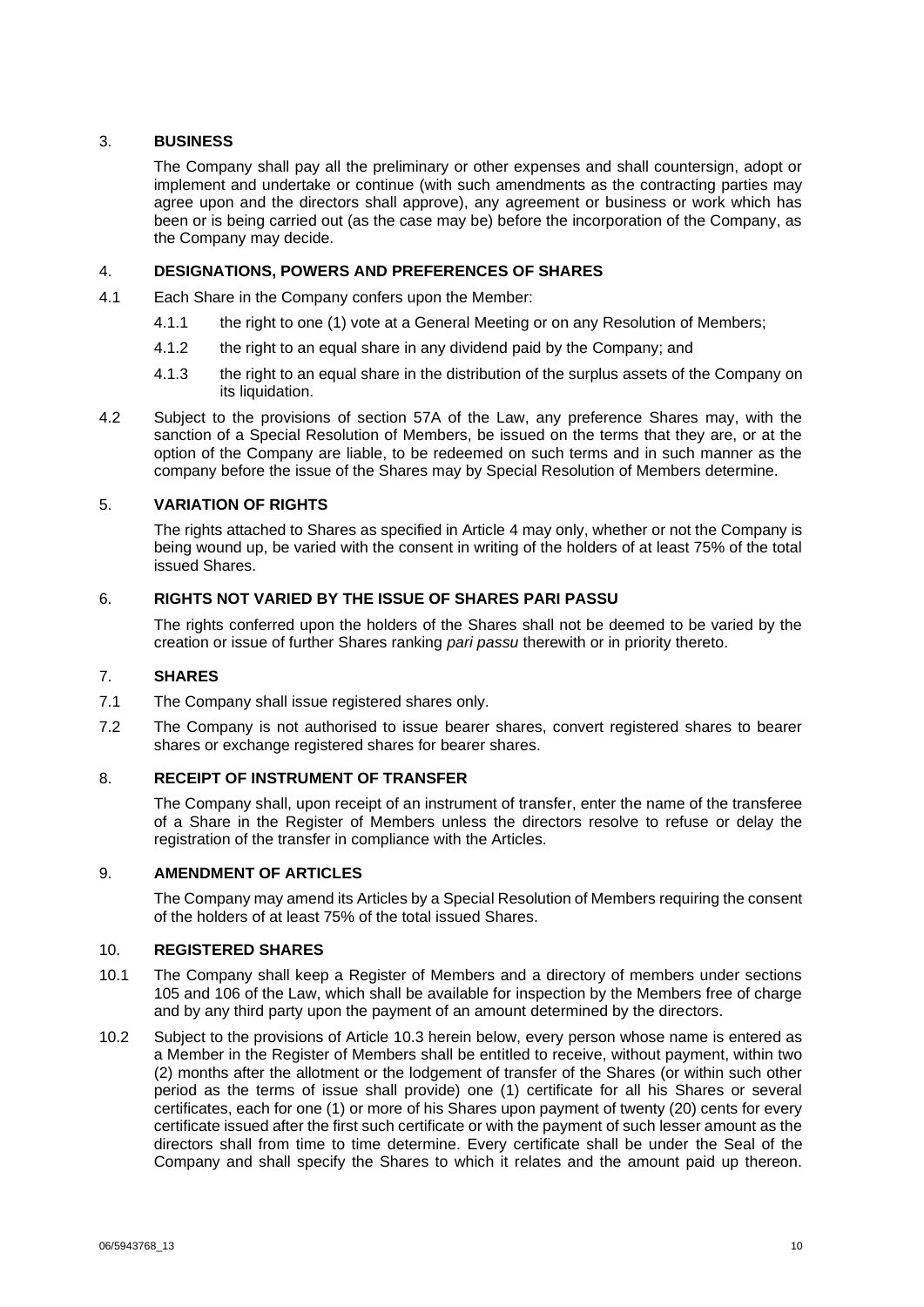## 3. BUSINESS

The Company shall pay all the preliminary or other expenses and shall countersign, adopt or implement and undertake or continue (with such amendments as the contracting parties may agree upon and the directors shall approve), any agreement or business or work which has been or is being carried out (as the case may be) before the incorporation of the Company, as the Company may decide.

## 4. DESIGNATIONS, POWERS AND PREFERENCES OF SHARES

4.1 Each Share in the Company confers upon the Member:

4.1.1 the right to one (1) vote at a General Meeting or on any Resolution of Members;

4.1.2 the right to an equal share in any dividend paid by the Company; and

4.1.3 the right to an equal share in the distribution of the surplus assets of the Company on its liquidation.

4.2 Subject to the provisions of section 57A of the Law, any preference Shares may, with the sanction of a Special Resolution of Members, be issued on the terms that they are, or at the option of the Company are liable, to be redeemed on such terms and in such manner as the company before the issue of the Shares may by Special Resolution of Members determine.

## 5. VARIATION OF RIGHTS

The rights attached to Shares as specified in Article 4 may only, whether or not the Company is being wound up, be varied with the consent in writing of the holders of at least 75% of the total issued Shares.

## 6. RIGHTS NOT VARIED BY THE ISSUE OF SHARES PARI PASSU

The rights conferred upon the holders of the Shares shall not be deemed to be varied by the creation or issue of further Shares ranking *pari passu* therewith or in priority thereto.

## 7. SHARES

7.1 The Company shall issue registered shares only.

7.2 The Company is not authorised to issue bearer shares, convert registered shares to bearer shares or exchange registered shares for bearer shares.

## 8. RECEIPT OF INSTRUMENT OF TRANSFER

The Company shall, upon receipt of an instrument of transfer, enter the name of the transferee of a Share in the Register of Members unless the directors resolve to refuse or delay the registration of the transfer in compliance with the Articles.

## 9. AMENDMENT OF ARTICLES

The Company may amend its Articles by a Special Resolution of Members requiring the consent of the holders of at least 75% of the total issued Shares.

## 10. REGISTERED SHARES

10.1 The Company shall keep a Register of Members and a directory of members under sections 105 and 106 of the Law, which shall be available for inspection by the Members free of charge and by any third party upon the payment of an amount determined by the directors.

10.2 Subject to the provisions of Article 10.3 herein below, every person whose name is entered as a Member in the Register of Members shall be entitled to receive, without payment, within two (2) months after the allotment or the lodgement of transfer of the Shares (or within such other period as the terms of issue shall provide) one (1) certificate for all his Shares or several certificates, each for one (1) or more of his Shares upon payment of twenty (20) cents for every certificate issued after the first such certificate or with the payment of such lesser amount as the directors shall from time to time determine. Every certificate shall be under the Seal of the Company and shall specify the Shares to which it relates and the amount paid up thereon.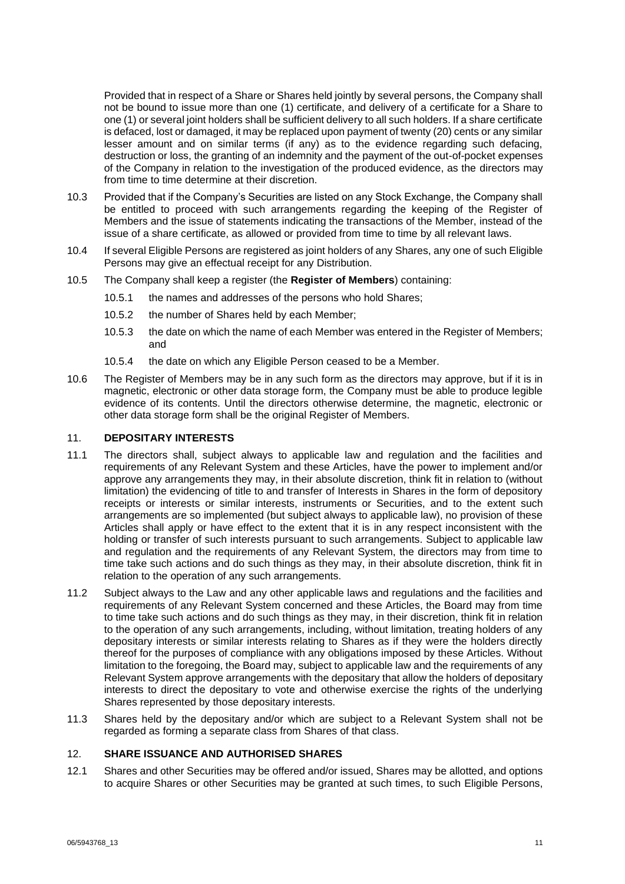Provided that in respect of a Share or Shares held jointly by several persons, the Company shall not be bound to issue more than one (1) certificate, and delivery of a certificate for a Share to one (1) or several joint holders shall be sufficient delivery to all such holders. If a share certificate is defaced, lost or damaged, it may be replaced upon payment of twenty (20) cents or any similar lesser amount and on similar terms (if any) as to the evidence regarding such defacing, destruction or loss, the granting of an indemnity and the payment of the out-of-pocket expenses of the Company in relation to the investigation of the produced evidence, as the directors may from time to time determine at their discretion.

10.3 Provided that if the Company's Securities are listed on any Stock Exchange, the Company shall be entitled to proceed with such arrangements regarding the keeping of the Register of Members and the issue of statements indicating the transactions of the Member, instead of the issue of a share certificate, as allowed or provided from time to time by all relevant laws.

10.4 If several Eligible Persons are registered as joint holders of any Shares, any one of such Eligible Persons may give an effectual receipt for any Distribution.

10.5 The Company shall keep a register (the **Register of Members**) containing:

10.5.1 the names and addresses of the persons who hold Shares;

10.5.2 the number of Shares held by each Member;

10.5.3 the date on which the name of each Member was entered in the Register of Members; and

10.5.4 the date on which any Eligible Person ceased to be a Member.

10.6 The Register of Members may be in any such form as the directors may approve, but if it is in magnetic, electronic or other data storage form, the Company must be able to produce legible evidence of its contents. Until the directors otherwise determine, the magnetic, electronic or other data storage form shall be the original Register of Members.

## 11. DEPOSITARY INTERESTS

11.1 The directors shall, subject always to applicable law and regulation and the facilities and requirements of any Relevant System and these Articles, have the power to implement and/or approve any arrangements they may, in their absolute discretion, think fit in relation to (without limitation) the evidencing of title to and transfer of Interests in Shares in the form of depository receipts or interests or similar interests, instruments or Securities, and to the extent such arrangements are so implemented (but subject always to applicable law), no provision of these Articles shall apply or have effect to the extent that it is in any respect inconsistent with the holding or transfer of such interests pursuant to such arrangements. Subject to applicable law and regulation and the requirements of any Relevant System, the directors may from time to time take such actions and do such things as they may, in their absolute discretion, think fit in relation to the operation of any such arrangements.

11.2 Subject always to the Law and any other applicable laws and regulations and the facilities and requirements of any Relevant System concerned and these Articles, the Board may from time to time take such actions and do such things as they may, in their discretion, think fit in relation to the operation of any such arrangements, including, without limitation, treating holders of any depositary interests or similar interests relating to Shares as if they were the holders directly thereof for the purposes of compliance with any obligations imposed by these Articles. Without limitation to the foregoing, the Board may, subject to applicable law and the requirements of any Relevant System approve arrangements with the depositary that allow the holders of depositary interests to direct the depositary to vote and otherwise exercise the rights of the underlying Shares represented by those depositary interests.

11.3 Shares held by the depositary and/or which are subject to a Relevant System shall not be regarded as forming a separate class from Shares of that class.

## 12. SHARE ISSUANCE AND AUTHORISED SHARES

12.1 Shares and other Securities may be offered and/or issued, Shares may be allotted, and options to acquire Shares or other Securities may be granted at such times, to such Eligible Persons,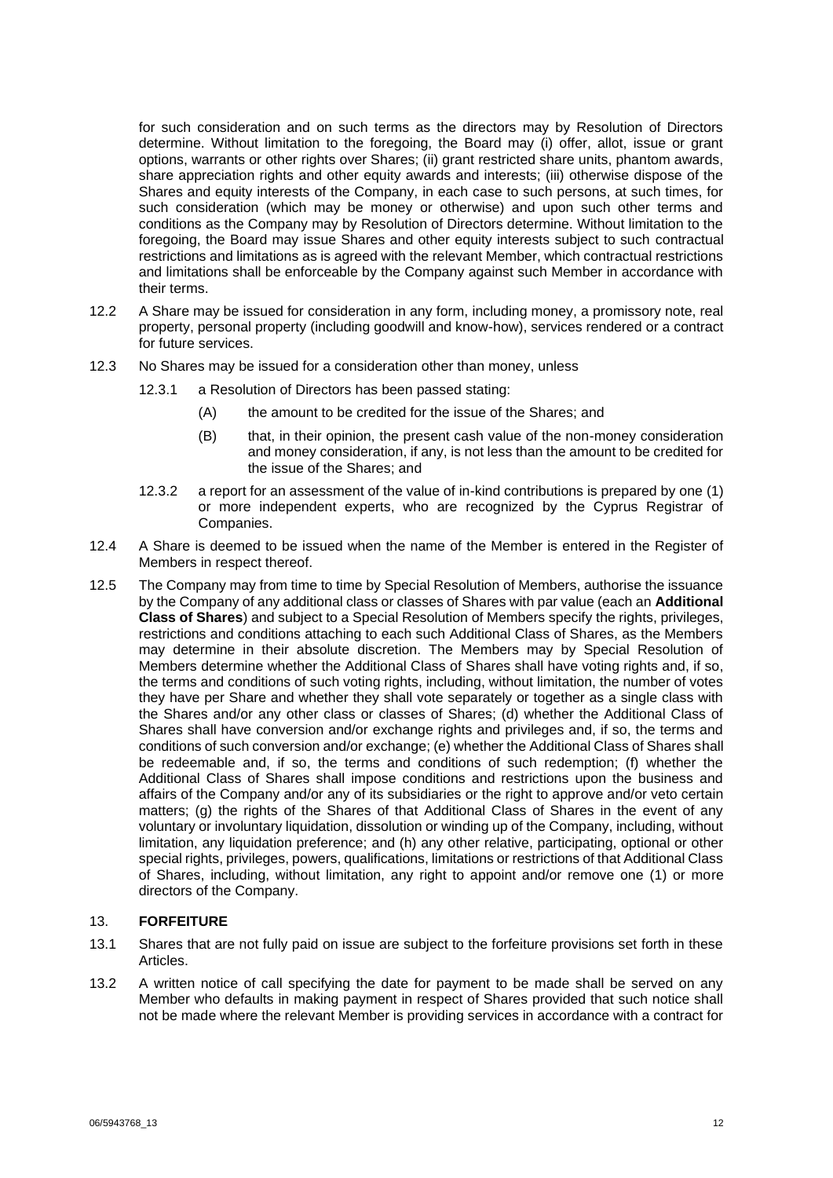for such consideration and on such terms as the directors may by Resolution of Directors determine. Without limitation to the foregoing, the Board may (i) offer, allot, issue or grant options, warrants or other rights over Shares; (ii) grant restricted share units, phantom awards, share appreciation rights and other equity awards and interests; (iii) otherwise dispose of the Shares and equity interests of the Company, in each case to such persons, at such times, for such consideration (which may be money or otherwise) and upon such other terms and conditions as the Company may by Resolution of Directors determine. Without limitation to the foregoing, the Board may issue Shares and other equity interests subject to such contractual restrictions and limitations as is agreed with the relevant Member, which contractual restrictions and limitations shall be enforceable by the Company against such Member in accordance with their terms.

12.2 A Share may be issued for consideration in any form, including money, a promissory note, real property, personal property (including goodwill and know-how), services rendered or a contract for future services.

12.3 No Shares may be issued for a consideration other than money, unless

12.3.1 a Resolution of Directors has been passed stating:

(A) the amount to be credited for the issue of the Shares; and

(B) that, in their opinion, the present cash value of the non-money consideration and money consideration, if any, is not less than the amount to be credited for the issue of the Shares; and

12.3.2 a report for an assessment of the value of in-kind contributions is prepared by one (1) or more independent experts, who are recognized by the Cyprus Registrar of Companies.

12.4 A Share is deemed to be issued when the name of the Member is entered in the Register of Members in respect thereof.

12.5 The Company may from time to time by Special Resolution of Members, authorise the issuance by the Company of any additional class or classes of Shares with par value (each an **Additional Class of Shares**) and subject to a Special Resolution of Members specify the rights, privileges, restrictions and conditions attaching to each such Additional Class of Shares, as the Members may determine in their absolute discretion. The Members may by Special Resolution of Members determine whether the Additional Class of Shares shall have voting rights and, if so, the terms and conditions of such voting rights, including, without limitation, the number of votes they have per Share and whether they shall vote separately or together as a single class with the Shares and/or any other class or classes of Shares; (d) whether the Additional Class of Shares shall have conversion and/or exchange rights and privileges and, if so, the terms and conditions of such conversion and/or exchange; (e) whether the Additional Class of Shares shall be redeemable and, if so, the terms and conditions of such redemption; (f) whether the Additional Class of Shares shall impose conditions and restrictions upon the business and affairs of the Company and/or any of its subsidiaries or the right to approve and/or veto certain matters; (g) the rights of the Shares of that Additional Class of Shares in the event of any voluntary or involuntary liquidation, dissolution or winding up of the Company, including, without limitation, any liquidation preference; and (h) any other relative, participating, optional or other special rights, privileges, powers, qualifications, limitations or restrictions of that Additional Class of Shares, including, without limitation, any right to appoint and/or remove one (1) or more directors of the Company.

## 13. **FORFEITURE**

13.1 Shares that are not fully paid on issue are subject to the forfeiture provisions set forth in these Articles.

13.2 A written notice of call specifying the date for payment to be made shall be served on any Member who defaults in making payment in respect of Shares provided that such notice shall not be made where the relevant Member is providing services in accordance with a contract for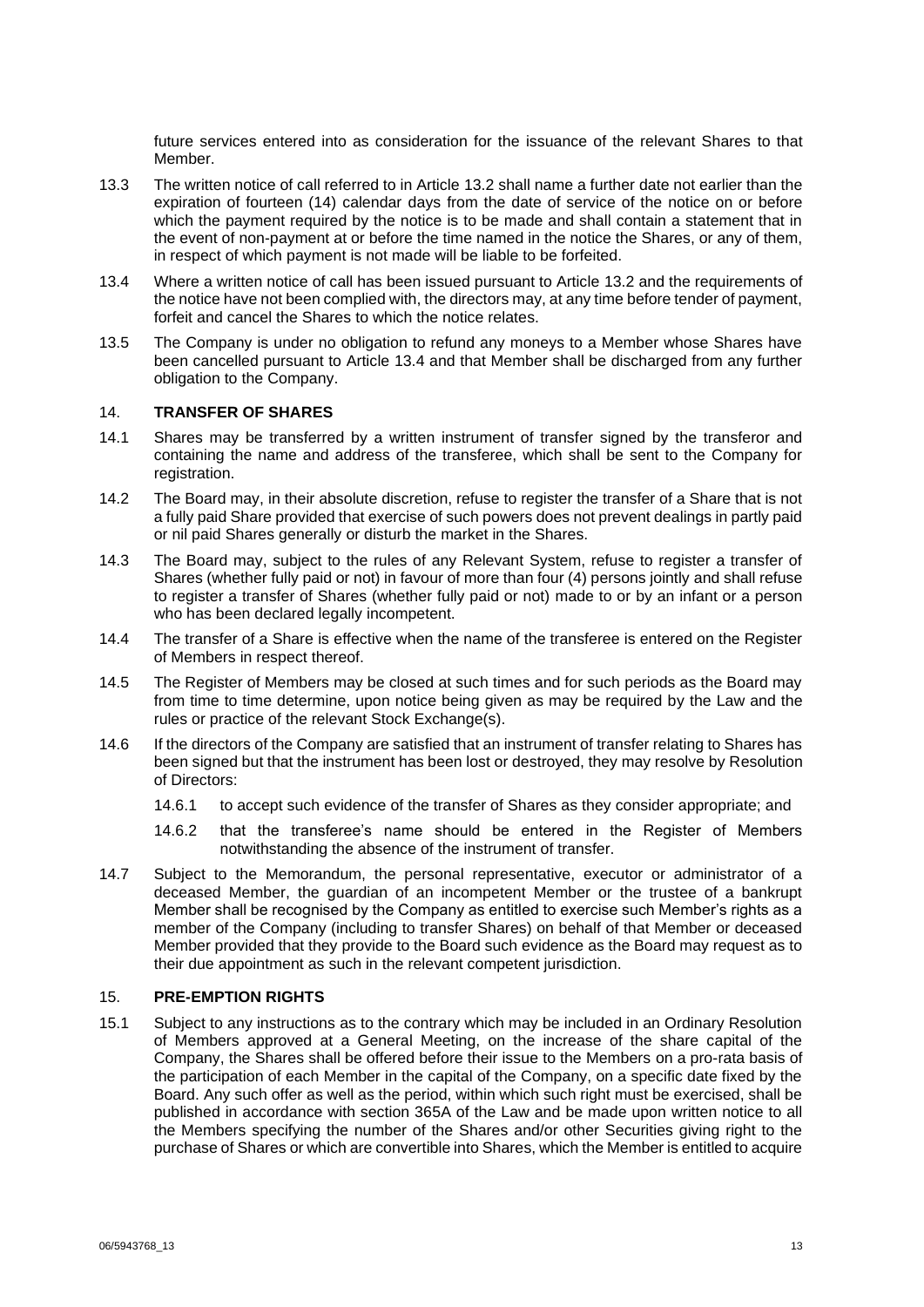future services entered into as consideration for the issuance of the relevant Shares to that Member.

13.3 The written notice of call referred to in Article 13.2 shall name a further date not earlier than the expiration of fourteen (14) calendar days from the date of service of the notice on or before which the payment required by the notice is to be made and shall contain a statement that in the event of non-payment at or before the time named in the notice the Shares, or any of them, in respect of which payment is not made will be liable to be forfeited.

13.4 Where a written notice of call has been issued pursuant to Article 13.2 and the requirements of the notice have not been complied with, the directors may, at any time before tender of payment, forfeit and cancel the Shares to which the notice relates.

13.5 The Company is under no obligation to refund any moneys to a Member whose Shares have been cancelled pursuant to Article 13.4 and that Member shall be discharged from any further obligation to the Company.

## 14. TRANSFER OF SHARES

14.1 Shares may be transferred by a written instrument of transfer signed by the transferor and containing the name and address of the transferee, which shall be sent to the Company for registration.

14.2 The Board may, in their absolute discretion, refuse to register the transfer of a Share that is not a fully paid Share provided that exercise of such powers does not prevent dealings in partly paid or nil paid Shares generally or disturb the market in the Shares.

14.3 The Board may, subject to the rules of any Relevant System, refuse to register a transfer of Shares (whether fully paid or not) in favour of more than four (4) persons jointly and shall refuse to register a transfer of Shares (whether fully paid or not) made to or by an infant or a person who has been declared legally incompetent.

14.4 The transfer of a Share is effective when the name of the transferee is entered on the Register of Members in respect thereof.

14.5 The Register of Members may be closed at such times and for such periods as the Board may from time to time determine, upon notice being given as may be required by the Law and the rules or practice of the relevant Stock Exchange(s).

14.6 If the directors of the Company are satisfied that an instrument of transfer relating to Shares has been signed but that the instrument has been lost or destroyed, they may resolve by Resolution of Directors:

14.6.1 to accept such evidence of the transfer of Shares as they consider appropriate; and

14.6.2 that the transferee's name should be entered in the Register of Members notwithstanding the absence of the instrument of transfer.

14.7 Subject to the Memorandum, the personal representative, executor or administrator of a deceased Member, the guardian of an incompetent Member or the trustee of a bankrupt Member shall be recognised by the Company as entitled to exercise such Member's rights as a member of the Company (including to transfer Shares) on behalf of that Member or deceased Member provided that they provide to the Board such evidence as the Board may request as to their due appointment as such in the relevant competent jurisdiction.

## 15. PRE-EMPTION RIGHTS

15.1 Subject to any instructions as to the contrary which may be included in an Ordinary Resolution of Members approved at a General Meeting, on the increase of the share capital of the Company, the Shares shall be offered before their issue to the Members on a pro-rata basis of the participation of each Member in the capital of the Company, on a specific date fixed by the Board. Any such offer as well as the period, within which such right must be exercised, shall be published in accordance with section 365A of the Law and be made upon written notice to all the Members specifying the number of the Shares and/or other Securities giving right to the purchase of Shares or which are convertible into Shares, which the Member is entitled to acquire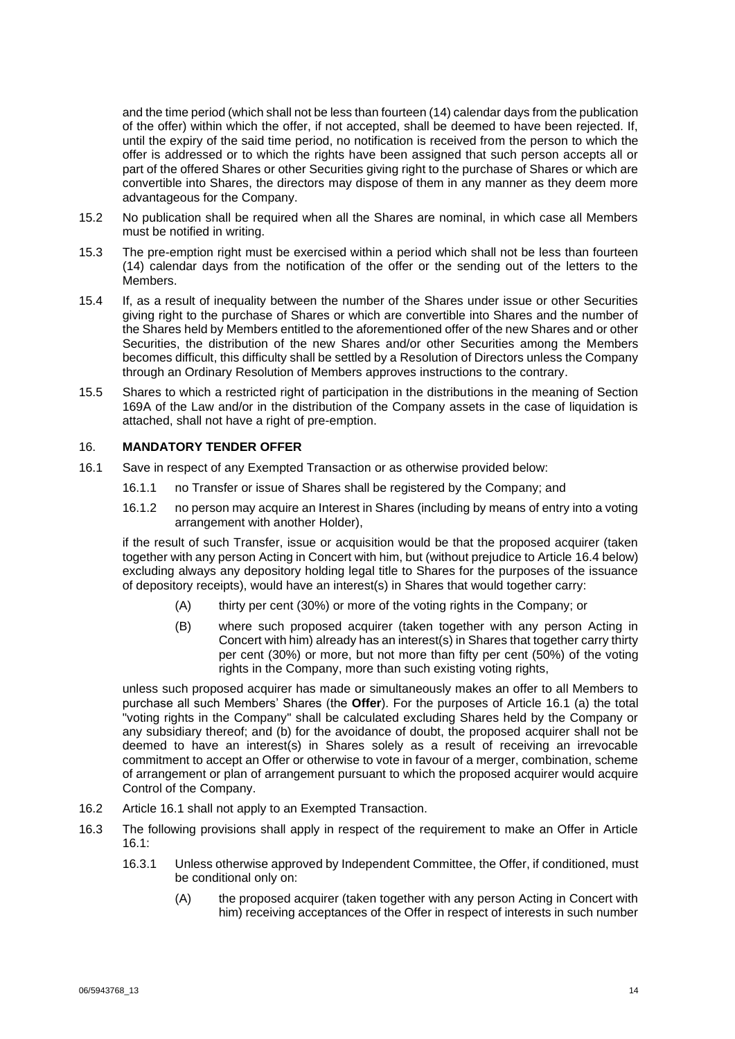and the time period (which shall not be less than fourteen (14) calendar days from the publication of the offer) within which the offer, if not accepted, shall be deemed to have been rejected. If, until the expiry of the said time period, no notification is received from the person to which the offer is addressed or to which the rights have been assigned that such person accepts all or part of the offered Shares or other Securities giving right to the purchase of Shares or which are convertible into Shares, the directors may dispose of them in any manner as they deem more advantageous for the Company.

15.2 No publication shall be required when all the Shares are nominal, in which case all Members must be notified in writing.

15.3 The pre-emption right must be exercised within a period which shall not be less than fourteen (14) calendar days from the notification of the offer or the sending out of the letters to the Members.

15.4 If, as a result of inequality between the number of the Shares under issue or other Securities giving right to the purchase of Shares or which are convertible into Shares and the number of the Shares held by Members entitled to the aforementioned offer of the new Shares and or other Securities, the distribution of the new Shares and/or other Securities among the Members becomes difficult, this difficulty shall be settled by a Resolution of Directors unless the Company through an Ordinary Resolution of Members approves instructions to the contrary.

15.5 Shares to which a restricted right of participation in the distributions in the meaning of Section 169A of the Law and/or in the distribution of the Company assets in the case of liquidation is attached, shall not have a right of pre-emption.

## 16. MANDATORY TENDER OFFER

16.1 Save in respect of any Exempted Transaction or as otherwise provided below:

16.1.1 no Transfer or issue of Shares shall be registered by the Company; and

16.1.2 no person may acquire an Interest in Shares (including by means of entry into a voting arrangement with another Holder),

if the result of such Transfer, issue or acquisition would be that the proposed acquirer (taken together with any person Acting in Concert with him, but (without prejudice to Article 16.4 below) excluding always any depository holding legal title to Shares for the purposes of the issuance of depository receipts), would have an interest(s) in Shares that would together carry:

(A) thirty per cent (30%) or more of the voting rights in the Company; or

(B) where such proposed acquirer (taken together with any person Acting in Concert with him) already has an interest(s) in Shares that together carry thirty per cent (30%) or more, but not more than fifty per cent (50%) of the voting rights in the Company, more than such existing voting rights,

unless such proposed acquirer has made or simultaneously makes an offer to all Members to purchase all such Members' Shares (the **Offer**). For the purposes of Article 16.1 (a) the total "voting rights in the Company" shall be calculated excluding Shares held by the Company or any subsidiary thereof; and (b) for the avoidance of doubt, the proposed acquirer shall not be deemed to have an interest(s) in Shares solely as a result of receiving an irrevocable commitment to accept an Offer or otherwise to vote in favour of a merger, combination, scheme of arrangement or plan of arrangement pursuant to which the proposed acquirer would acquire Control of the Company.

16.2 Article 16.1 shall not apply to an Exempted Transaction.

16.3 The following provisions shall apply in respect of the requirement to make an Offer in Article 16.1:

16.3.1 Unless otherwise approved by Independent Committee, the Offer, if conditioned, must be conditional only on:

(A) the proposed acquirer (taken together with any person Acting in Concert with him) receiving acceptances of the Offer in respect of interests in such number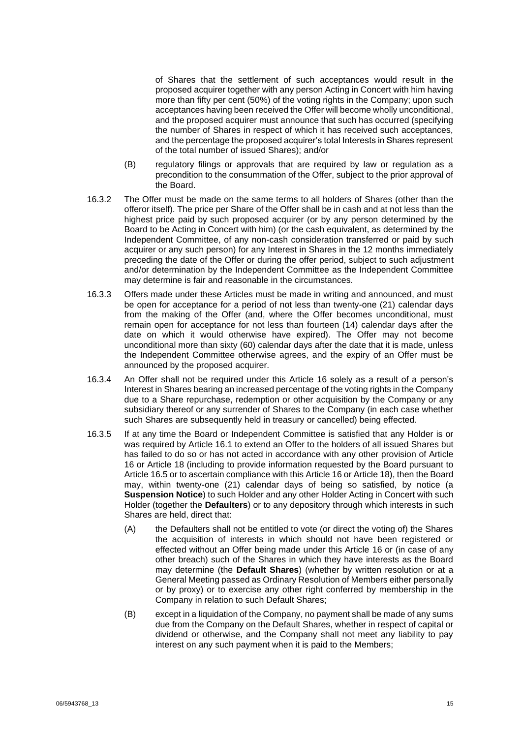of Shares that the settlement of such acceptances would result in the proposed acquirer together with any person Acting in Concert with him having more than fifty per cent (50%) of the voting rights in the Company; upon such acceptances having been received the Offer will become wholly unconditional, and the proposed acquirer must announce that such has occurred (specifying the number of Shares in respect of which it has received such acceptances, and the percentage the proposed acquirer's total Interests in Shares represent of the total number of issued Shares); and/or

(B) regulatory filings or approvals that are required by law or regulation as a precondition to the consummation of the Offer, subject to the prior approval of the Board.

16.3.2 The Offer must be made on the same terms to all holders of Shares (other than the offeror itself). The price per Share of the Offer shall be in cash and at not less than the highest price paid by such proposed acquirer (or by any person determined by the Board to be Acting in Concert with him) (or the cash equivalent, as determined by the Independent Committee, of any non-cash consideration transferred or paid by such acquirer or any such person) for any Interest in Shares in the 12 months immediately preceding the date of the Offer or during the offer period, subject to such adjustment and/or determination by the Independent Committee as the Independent Committee may determine is fair and reasonable in the circumstances.

16.3.3 Offers made under these Articles must be made in writing and announced, and must be open for acceptance for a period of not less than twenty-one (21) calendar days from the making of the Offer (and, where the Offer becomes unconditional, must remain open for acceptance for not less than fourteen (14) calendar days after the date on which it would otherwise have expired). The Offer may not become unconditional more than sixty (60) calendar days after the date that it is made, unless the Independent Committee otherwise agrees, and the expiry of an Offer must be announced by the proposed acquirer.

16.3.4 An Offer shall not be required under this Article 16 solely as a result of a person's Interest in Shares bearing an increased percentage of the voting rights in the Company due to a Share repurchase, redemption or other acquisition by the Company or any subsidiary thereof or any surrender of Shares to the Company (in each case whether such Shares are subsequently held in treasury or cancelled) being effected.

16.3.5 If at any time the Board or Independent Committee is satisfied that any Holder is or was required by Article 16.1 to extend an Offer to the holders of all issued Shares but has failed to do so or has not acted in accordance with any other provision of Article 16 or Article 18 (including to provide information requested by the Board pursuant to Article 16.5 or to ascertain compliance with this Article 16 or Article 18), then the Board may, within twenty-one (21) calendar days of being so satisfied, by notice (a **Suspension Notice**) to such Holder and any other Holder Acting in Concert with such Holder (together the **Defaulters**) or to any depository through which interests in such Shares are held, direct that:

(A) the Defaulters shall not be entitled to vote (or direct the voting of) the Shares the acquisition of interests in which should not have been registered or effected without an Offer being made under this Article 16 or (in case of any other breach) such of the Shares in which they have interests as the Board may determine (the **Default Shares**) (whether by written resolution or at a General Meeting passed as Ordinary Resolution of Members either personally or by proxy) or to exercise any other right conferred by membership in the Company in relation to such Default Shares;

(B) except in a liquidation of the Company, no payment shall be made of any sums due from the Company on the Default Shares, whether in respect of capital or dividend or otherwise, and the Company shall not meet any liability to pay interest on any such payment when it is paid to the Members;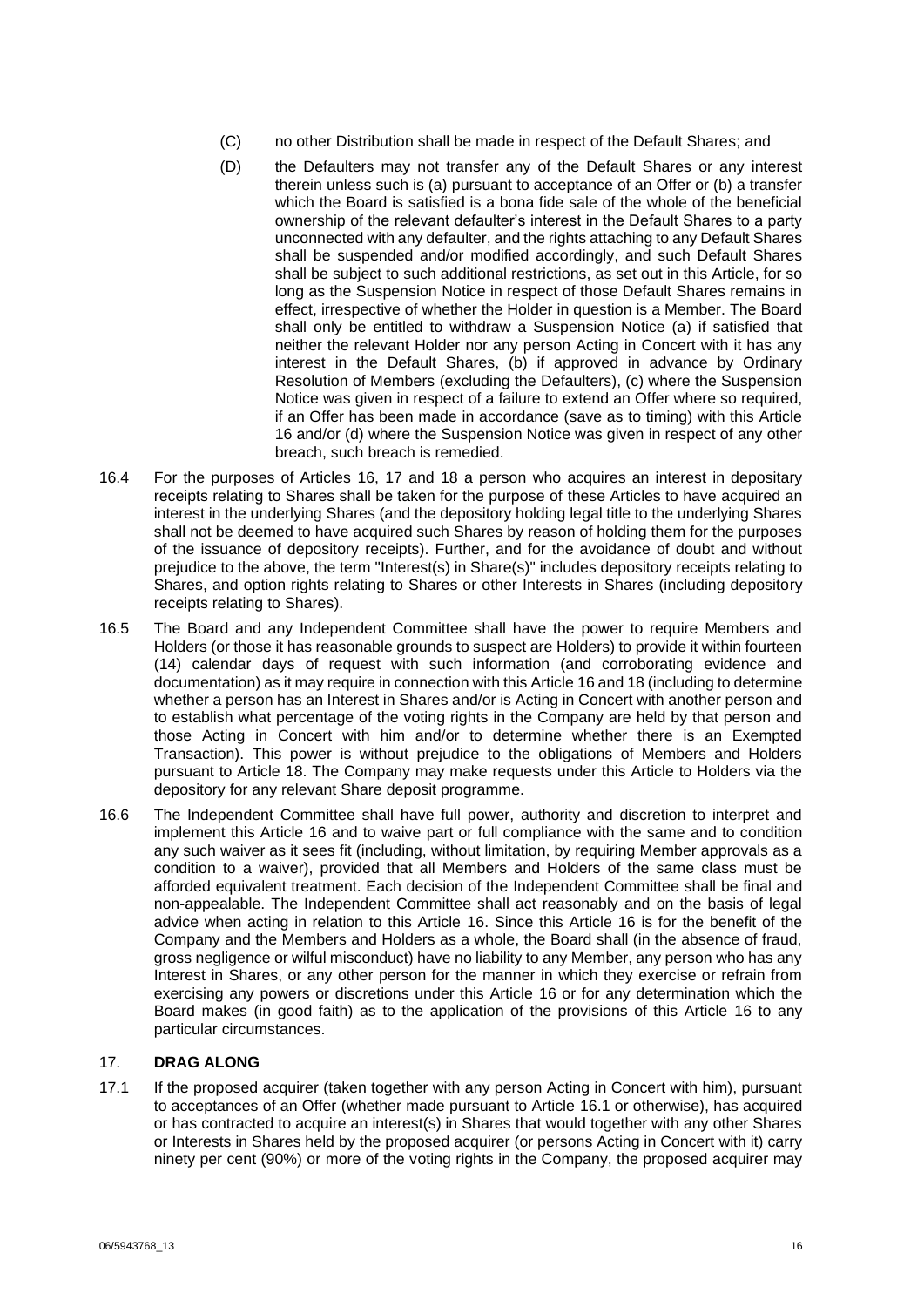(C) no other Distribution shall be made in respect of the Default Shares; and

(D) the Defaulters may not transfer any of the Default Shares or any interest therein unless such is (a) pursuant to acceptance of an Offer or (b) a transfer which the Board is satisfied is a bona fide sale of the whole of the beneficial ownership of the relevant defaulter's interest in the Default Shares to a party unconnected with any defaulter, and the rights attaching to any Default Shares shall be suspended and/or modified accordingly, and such Default Shares shall be subject to such additional restrictions, as set out in this Article, for so long as the Suspension Notice in respect of those Default Shares remains in effect, irrespective of whether the Holder in question is a Member. The Board shall only be entitled to withdraw a Suspension Notice (a) if satisfied that neither the relevant Holder nor any person Acting in Concert with it has any interest in the Default Shares, (b) if approved in advance by Ordinary Resolution of Members (excluding the Defaulters), (c) where the Suspension Notice was given in respect of a failure to extend an Offer where so required, if an Offer has been made in accordance (save as to timing) with this Article 16 and/or (d) where the Suspension Notice was given in respect of any other breach, such breach is remedied.

16.4 For the purposes of Articles 16, 17 and 18 a person who acquires an interest in depositary receipts relating to Shares shall be taken for the purpose of these Articles to have acquired an interest in the underlying Shares (and the depository holding legal title to the underlying Shares shall not be deemed to have acquired such Shares by reason of holding them for the purposes of the issuance of depository receipts). Further, and for the avoidance of doubt and without prejudice to the above, the term "Interest(s) in Share(s)" includes depository receipts relating to Shares, and option rights relating to Shares or other Interests in Shares (including depository receipts relating to Shares).

16.5 The Board and any Independent Committee shall have the power to require Members and Holders (or those it has reasonable grounds to suspect are Holders) to provide it within fourteen (14) calendar days of request with such information (and corroborating evidence and documentation) as it may require in connection with this Article 16 and 18 (including to determine whether a person has an Interest in Shares and/or is Acting in Concert with another person and to establish what percentage of the voting rights in the Company are held by that person and those Acting in Concert with him and/or to determine whether there is an Exempted Transaction). This power is without prejudice to the obligations of Members and Holders pursuant to Article 18. The Company may make requests under this Article to Holders via the depository for any relevant Share deposit programme.

16.6 The Independent Committee shall have full power, authority and discretion to interpret and implement this Article 16 and to waive part or full compliance with the same and to condition any such waiver as it sees fit (including, without limitation, by requiring Member approvals as a condition to a waiver), provided that all Members and Holders of the same class must be afforded equivalent treatment. Each decision of the Independent Committee shall be final and non-appealable. The Independent Committee shall act reasonably and on the basis of legal advice when acting in relation to this Article 16. Since this Article 16 is for the benefit of the Company and the Members and Holders as a whole, the Board shall (in the absence of fraud, gross negligence or wilful misconduct) have no liability to any Member, any person who has any Interest in Shares, or any other person for the manner in which they exercise or refrain from exercising any powers or discretions under this Article 16 or for any determination which the Board makes (in good faith) as to the application of the provisions of this Article 16 to any particular circumstances.

## 17. DRAG ALONG

17.1 If the proposed acquirer (taken together with any person Acting in Concert with him), pursuant to acceptances of an Offer (whether made pursuant to Article 16.1 or otherwise), has acquired or has contracted to acquire an interest(s) in Shares that would together with any other Shares or Interests in Shares held by the proposed acquirer (or persons Acting in Concert with it) carry ninety per cent (90%) or more of the voting rights in the Company, the proposed acquirer may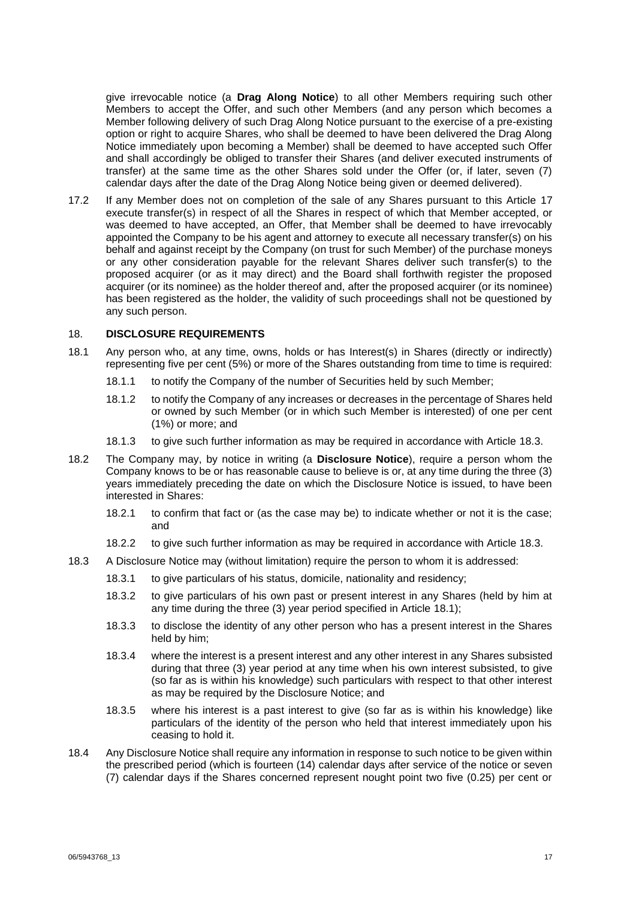give irrevocable notice (a **Drag Along Notice**) to all other Members requiring such other Members to accept the Offer, and such other Members (and any person which becomes a Member following delivery of such Drag Along Notice pursuant to the exercise of a pre-existing option or right to acquire Shares, who shall be deemed to have been delivered the Drag Along Notice immediately upon becoming a Member) shall be deemed to have accepted such Offer and shall accordingly be obliged to transfer their Shares (and deliver executed instruments of transfer) at the same time as the other Shares sold under the Offer (or, if later, seven (7) calendar days after the date of the Drag Along Notice being given or deemed delivered).

17.2 If any Member does not on completion of the sale of any Shares pursuant to this Article 17 execute transfer(s) in respect of all the Shares in respect of which that Member accepted, or was deemed to have accepted, an Offer, that Member shall be deemed to have irrevocably appointed the Company to be his agent and attorney to execute all necessary transfer(s) on his behalf and against receipt by the Company (on trust for such Member) of the purchase moneys or any other consideration payable for the relevant Shares deliver such transfer(s) to the proposed acquirer (or as it may direct) and the Board shall forthwith register the proposed acquirer (or its nominee) as the holder thereof and, after the proposed acquirer (or its nominee) has been registered as the holder, the validity of such proceedings shall not be questioned by any such person.

## 18. DISCLOSURE REQUIREMENTS

18.1 Any person who, at any time, owns, holds or has Interest(s) in Shares (directly or indirectly) representing five per cent (5%) or more of the Shares outstanding from time to time is required:

18.1.1 to notify the Company of the number of Securities held by such Member;

18.1.2 to notify the Company of any increases or decreases in the percentage of Shares held or owned by such Member (or in which such Member is interested) of one per cent (1%) or more; and

18.1.3 to give such further information as may be required in accordance with Article 18.3.

18.2 The Company may, by notice in writing (a **Disclosure Notice**), require a person whom the Company knows to be or has reasonable cause to believe is or, at any time during the three (3) years immediately preceding the date on which the Disclosure Notice is issued, to have been interested in Shares:

18.2.1 to confirm that fact or (as the case may be) to indicate whether or not it is the case; and

18.2.2 to give such further information as may be required in accordance with Article 18.3.

18.3 A Disclosure Notice may (without limitation) require the person to whom it is addressed:

18.3.1 to give particulars of his status, domicile, nationality and residency;

18.3.2 to give particulars of his own past or present interest in any Shares (held by him at any time during the three (3) year period specified in Article 18.1);

18.3.3 to disclose the identity of any other person who has a present interest in the Shares held by him;

18.3.4 where the interest is a present interest and any other interest in any Shares subsisted during that three (3) year period at any time when his own interest subsisted, to give (so far as is within his knowledge) such particulars with respect to that other interest as may be required by the Disclosure Notice; and

18.3.5 where his interest is a past interest to give (so far as is within his knowledge) like particulars of the identity of the person who held that interest immediately upon his ceasing to hold it.

18.4 Any Disclosure Notice shall require any information in response to such notice to be given within the prescribed period (which is fourteen (14) calendar days after service of the notice or seven (7) calendar days if the Shares concerned represent nought point two five (0.25) per cent or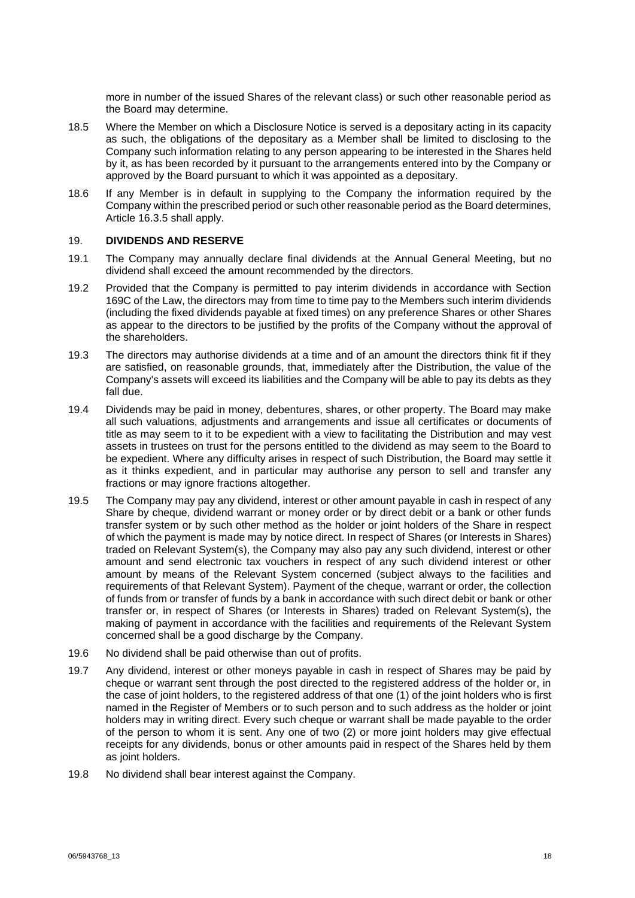more in number of the issued Shares of the relevant class) or such other reasonable period as the Board may determine.

18.5 Where the Member on which a Disclosure Notice is served is a depositary acting in its capacity as such, the obligations of the depositary as a Member shall be limited to disclosing to the Company such information relating to any person appearing to be interested in the Shares held by it, as has been recorded by it pursuant to the arrangements entered into by the Company or approved by the Board pursuant to which it was appointed as a depositary.

18.6 If any Member is in default in supplying to the Company the information required by the Company within the prescribed period or such other reasonable period as the Board determines, Article 16.3.5 shall apply.

## 19. DIVIDENDS AND RESERVE

19.1 The Company may annually declare final dividends at the Annual General Meeting, but no dividend shall exceed the amount recommended by the directors.

19.2 Provided that the Company is permitted to pay interim dividends in accordance with Section 169C of the Law, the directors may from time to time pay to the Members such interim dividends (including the fixed dividends payable at fixed times) on any preference Shares or other Shares as appear to the directors to be justified by the profits of the Company without the approval of the shareholders.

19.3 The directors may authorise dividends at a time and of an amount the directors think fit if they are satisfied, on reasonable grounds, that, immediately after the Distribution, the value of the Company's assets will exceed its liabilities and the Company will be able to pay its debts as they fall due.

19.4 Dividends may be paid in money, debentures, shares, or other property. The Board may make all such valuations, adjustments and arrangements and issue all certificates or documents of title as may seem to it to be expedient with a view to facilitating the Distribution and may vest assets in trustees on trust for the persons entitled to the dividend as may seem to the Board to be expedient. Where any difficulty arises in respect of such Distribution, the Board may settle it as it thinks expedient, and in particular may authorise any person to sell and transfer any fractions or may ignore fractions altogether.

19.5 The Company may pay any dividend, interest or other amount payable in cash in respect of any Share by cheque, dividend warrant or money order or by direct debit or a bank or other funds transfer system or by such other method as the holder or joint holders of the Share in respect of which the payment is made may by notice direct. In respect of Shares (or Interests in Shares) traded on Relevant System(s), the Company may also pay any such dividend, interest or other amount and send electronic tax vouchers in respect of any such dividend interest or other amount by means of the Relevant System concerned (subject always to the facilities and requirements of that Relevant System). Payment of the cheque, warrant or order, the collection of funds from or transfer of funds by a bank in accordance with such direct debit or bank or other transfer or, in respect of Shares (or Interests in Shares) traded on Relevant System(s), the making of payment in accordance with the facilities and requirements of the Relevant System concerned shall be a good discharge by the Company.

19.6 No dividend shall be paid otherwise than out of profits.

19.7 Any dividend, interest or other moneys payable in cash in respect of Shares may be paid by cheque or warrant sent through the post directed to the registered address of the holder or, in the case of joint holders, to the registered address of that one (1) of the joint holders who is first named in the Register of Members or to such person and to such address as the holder or joint holders may in writing direct. Every such cheque or warrant shall be made payable to the order of the person to whom it is sent. Any one of two (2) or more joint holders may give effectual receipts for any dividends, bonus or other amounts paid in respect of the Shares held by them as joint holders.

19.8 No dividend shall bear interest against the Company.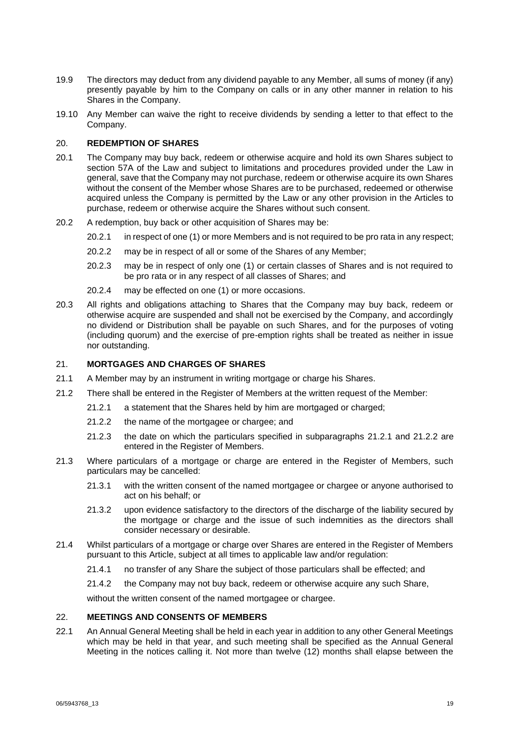19.9 The directors may deduct from any dividend payable to any Member, all sums of money (if any) presently payable by him to the Company on calls or in any other manner in relation to his Shares in the Company.

19.10 Any Member can waive the right to receive dividends by sending a letter to that effect to the Company.

## 20. REDEMPTION OF SHARES

20.1 The Company may buy back, redeem or otherwise acquire and hold its own Shares subject to section 57A of the Law and subject to limitations and procedures provided under the Law in general, save that the Company may not purchase, redeem or otherwise acquire its own Shares without the consent of the Member whose Shares are to be purchased, redeemed or otherwise acquired unless the Company is permitted by the Law or any other provision in the Articles to purchase, redeem or otherwise acquire the Shares without such consent.

20.2 A redemption, buy back or other acquisition of Shares may be:

- 20.2.1 in respect of one (1) or more Members and is not required to be pro rata in any respect;
- 20.2.2 may be in respect of all or some of the Shares of any Member;
- 20.2.3 may be in respect of only one (1) or certain classes of Shares and is not required to be pro rata or in any respect of all classes of Shares; and
- 20.2.4 may be effected on one (1) or more occasions.

20.3 All rights and obligations attaching to Shares that the Company may buy back, redeem or otherwise acquire are suspended and shall not be exercised by the Company, and accordingly no dividend or Distribution shall be payable on such Shares, and for the purposes of voting (including quorum) and the exercise of pre-emption rights shall be treated as neither in issue nor outstanding.

## 21. MORTGAGES AND CHARGES OF SHARES

21.1 A Member may by an instrument in writing mortgage or charge his Shares.

21.2 There shall be entered in the Register of Members at the written request of the Member:

- 21.2.1 a statement that the Shares held by him are mortgaged or charged;
- 21.2.2 the name of the mortgagee or chargee; and
- 21.2.3 the date on which the particulars specified in subparagraphs 21.2.1 and 21.2.2 are entered in the Register of Members.

21.3 Where particulars of a mortgage or charge are entered in the Register of Members, such particulars may be cancelled:

- 21.3.1 with the written consent of the named mortgagee or chargee or anyone authorised to act on his behalf; or
- 21.3.2 upon evidence satisfactory to the directors of the discharge of the liability secured by the mortgage or charge and the issue of such indemnities as the directors shall consider necessary or desirable.

21.4 Whilst particulars of a mortgage or charge over Shares are entered in the Register of Members pursuant to this Article, subject at all times to applicable law and/or regulation:

- 21.4.1 no transfer of any Share the subject of those particulars shall be effected; and
- 21.4.2 the Company may not buy back, redeem or otherwise acquire any such Share,

without the written consent of the named mortgagee or chargee.

## 22. MEETINGS AND CONSENTS OF MEMBERS

22.1 An Annual General Meeting shall be held in each year in addition to any other General Meetings which may be held in that year, and such meeting shall be specified as the Annual General Meeting in the notices calling it. Not more than twelve (12) months shall elapse between the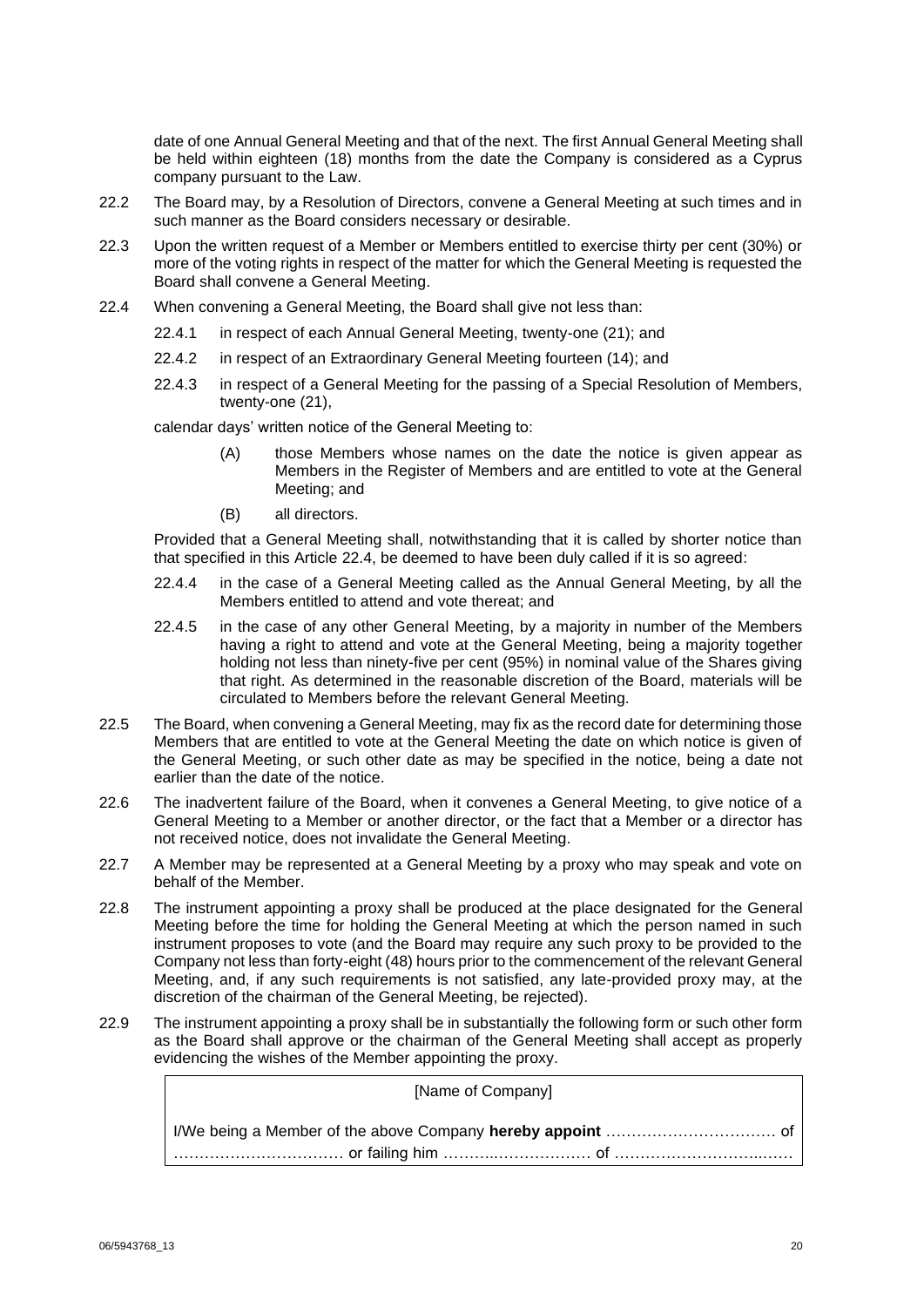date of one Annual General Meeting and that of the next. The first Annual General Meeting shall be held within eighteen (18) months from the date the Company is considered as a Cyprus company pursuant to the Law.

22.2 The Board may, by a Resolution of Directors, convene a General Meeting at such times and in such manner as the Board considers necessary or desirable.

22.3 Upon the written request of a Member or Members entitled to exercise thirty per cent (30%) or more of the voting rights in respect of the matter for which the General Meeting is requested the Board shall convene a General Meeting.

22.4 When convening a General Meeting, the Board shall give not less than:

22.4.1 in respect of each Annual General Meeting, twenty-one (21); and

22.4.2 in respect of an Extraordinary General Meeting fourteen (14); and

22.4.3 in respect of a General Meeting for the passing of a Special Resolution of Members, twenty-one (21),

calendar days' written notice of the General Meeting to:

(A) those Members whose names on the date the notice is given appear as Members in the Register of Members and are entitled to vote at the General Meeting; and

(B) all directors.

Provided that a General Meeting shall, notwithstanding that it is called by shorter notice than that specified in this Article 22.4, be deemed to have been duly called if it is so agreed:

22.4.4 in the case of a General Meeting called as the Annual General Meeting, by all the Members entitled to attend and vote thereat; and

22.4.5 in the case of any other General Meeting, by a majority in number of the Members having a right to attend and vote at the General Meeting, being a majority together holding not less than ninety-five per cent (95%) in nominal value of the Shares giving that right. As determined in the reasonable discretion of the Board, materials will be circulated to Members before the relevant General Meeting.

22.5 The Board, when convening a General Meeting, may fix as the record date for determining those Members that are entitled to vote at the General Meeting the date on which notice is given of the General Meeting, or such other date as may be specified in the notice, being a date not earlier than the date of the notice.

22.6 The inadvertent failure of the Board, when it convenes a General Meeting, to give notice of a General Meeting to a Member or another director, or the fact that a Member or a director has not received notice, does not invalidate the General Meeting.

22.7 A Member may be represented at a General Meeting by a proxy who may speak and vote on behalf of the Member.

22.8 The instrument appointing a proxy shall be produced at the place designated for the General Meeting before the time for holding the General Meeting at which the person named in such instrument proposes to vote (and the Board may require any such proxy to be provided to the Company not less than forty-eight (48) hours prior to the commencement of the relevant General Meeting, and, if any such requirements is not satisfied, any late-provided proxy may, at the discretion of the chairman of the General Meeting, be rejected).

22.9 The instrument appointing a proxy shall be in substantially the following form or such other form as the Board shall approve or the chairman of the General Meeting shall accept as properly evidencing the wishes of the Member appointing the proxy.

> [Name of Company]
>
> I/We being a Member of the above Company **hereby appoint** …………………………… of …………………………… or failing him ………..……………… of ……………………..……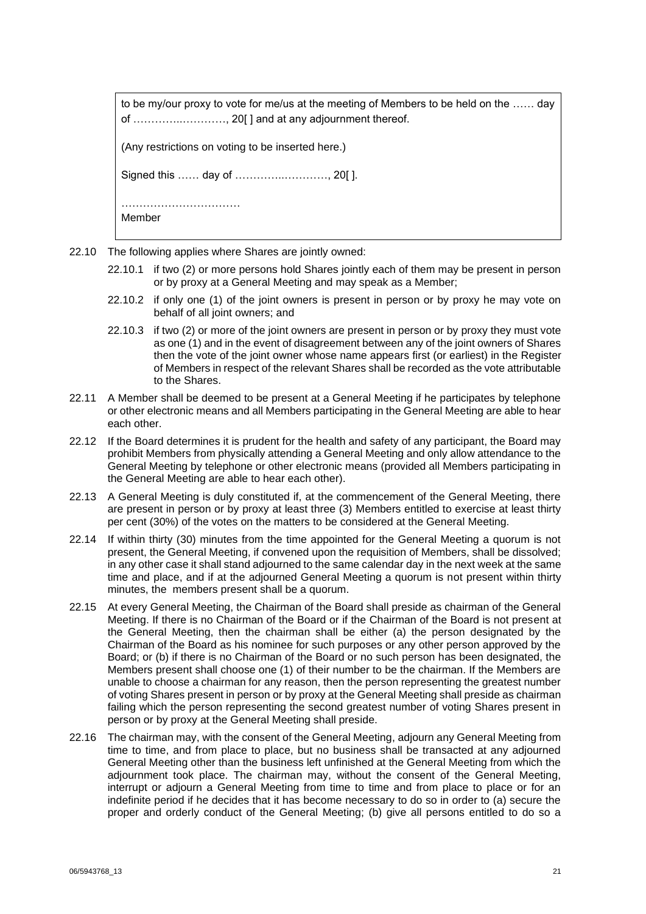> to be my/our proxy to vote for me/us at the meeting of Members to be held on the …… day of ………….…………, 20[ ] and at any adjournment thereof.
>
> (Any restrictions on voting to be inserted here.)
>
> Signed this …… day of ………….…………, 20[ ].
>
> ……………………………
> Member

22.10 The following applies where Shares are jointly owned:

22.10.1 if two (2) or more persons hold Shares jointly each of them may be present in person or by proxy at a General Meeting and may speak as a Member;

22.10.2 if only one (1) of the joint owners is present in person or by proxy he may vote on behalf of all joint owners; and

22.10.3 if two (2) or more of the joint owners are present in person or by proxy they must vote as one (1) and in the event of disagreement between any of the joint owners of Shares then the vote of the joint owner whose name appears first (or earliest) in the Register of Members in respect of the relevant Shares shall be recorded as the vote attributable to the Shares.

22.11 A Member shall be deemed to be present at a General Meeting if he participates by telephone or other electronic means and all Members participating in the General Meeting are able to hear each other.

22.12 If the Board determines it is prudent for the health and safety of any participant, the Board may prohibit Members from physically attending a General Meeting and only allow attendance to the General Meeting by telephone or other electronic means (provided all Members participating in the General Meeting are able to hear each other).

22.13 A General Meeting is duly constituted if, at the commencement of the General Meeting, there are present in person or by proxy at least three (3) Members entitled to exercise at least thirty per cent (30%) of the votes on the matters to be considered at the General Meeting.

22.14 If within thirty (30) minutes from the time appointed for the General Meeting a quorum is not present, the General Meeting, if convened upon the requisition of Members, shall be dissolved; in any other case it shall stand adjourned to the same calendar day in the next week at the same time and place, and if at the adjourned General Meeting a quorum is not present within thirty minutes, the members present shall be a quorum.

22.15 At every General Meeting, the Chairman of the Board shall preside as chairman of the General Meeting. If there is no Chairman of the Board or if the Chairman of the Board is not present at the General Meeting, then the chairman shall be either (a) the person designated by the Chairman of the Board as his nominee for such purposes or any other person approved by the Board; or (b) if there is no Chairman of the Board or no such person has been designated, the Members present shall choose one (1) of their number to be the chairman. If the Members are unable to choose a chairman for any reason, then the person representing the greatest number of voting Shares present in person or by proxy at the General Meeting shall preside as chairman failing which the person representing the second greatest number of voting Shares present in person or by proxy at the General Meeting shall preside.

22.16 The chairman may, with the consent of the General Meeting, adjourn any General Meeting from time to time, and from place to place, but no business shall be transacted at any adjourned General Meeting other than the business left unfinished at the General Meeting from which the adjournment took place. The chairman may, without the consent of the General Meeting, interrupt or adjourn a General Meeting from time to time and from place to place or for an indefinite period if he decides that it has become necessary to do so in order to (a) secure the proper and orderly conduct of the General Meeting; (b) give all persons entitled to do so a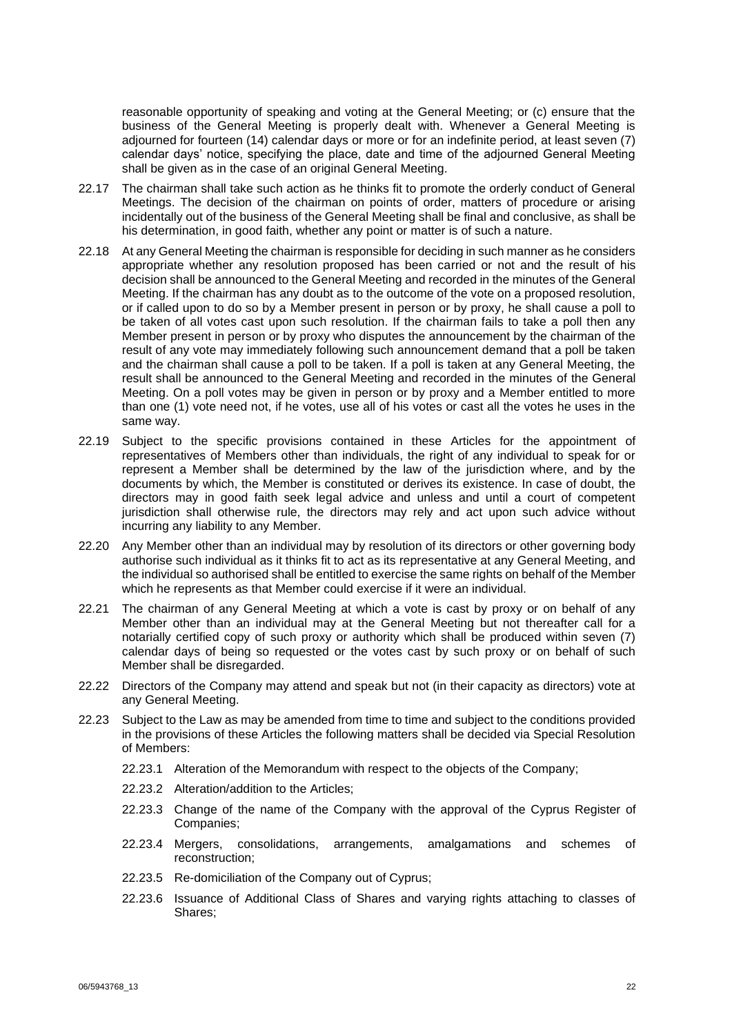reasonable opportunity of speaking and voting at the General Meeting; or (c) ensure that the business of the General Meeting is properly dealt with. Whenever a General Meeting is adjourned for fourteen (14) calendar days or more or for an indefinite period, at least seven (7) calendar days' notice, specifying the place, date and time of the adjourned General Meeting shall be given as in the case of an original General Meeting.

22.17 The chairman shall take such action as he thinks fit to promote the orderly conduct of General Meetings. The decision of the chairman on points of order, matters of procedure or arising incidentally out of the business of the General Meeting shall be final and conclusive, as shall be his determination, in good faith, whether any point or matter is of such a nature.

22.18 At any General Meeting the chairman is responsible for deciding in such manner as he considers appropriate whether any resolution proposed has been carried or not and the result of his decision shall be announced to the General Meeting and recorded in the minutes of the General Meeting. If the chairman has any doubt as to the outcome of the vote on a proposed resolution, or if called upon to do so by a Member present in person or by proxy, he shall cause a poll to be taken of all votes cast upon such resolution. If the chairman fails to take a poll then any Member present in person or by proxy who disputes the announcement by the chairman of the result of any vote may immediately following such announcement demand that a poll be taken and the chairman shall cause a poll to be taken. If a poll is taken at any General Meeting, the result shall be announced to the General Meeting and recorded in the minutes of the General Meeting. On a poll votes may be given in person or by proxy and a Member entitled to more than one (1) vote need not, if he votes, use all of his votes or cast all the votes he uses in the same way.

22.19 Subject to the specific provisions contained in these Articles for the appointment of representatives of Members other than individuals, the right of any individual to speak for or represent a Member shall be determined by the law of the jurisdiction where, and by the documents by which, the Member is constituted or derives its existence. In case of doubt, the directors may in good faith seek legal advice and unless and until a court of competent jurisdiction shall otherwise rule, the directors may rely and act upon such advice without incurring any liability to any Member.

22.20 Any Member other than an individual may by resolution of its directors or other governing body authorise such individual as it thinks fit to act as its representative at any General Meeting, and the individual so authorised shall be entitled to exercise the same rights on behalf of the Member which he represents as that Member could exercise if it were an individual.

22.21 The chairman of any General Meeting at which a vote is cast by proxy or on behalf of any Member other than an individual may at the General Meeting but not thereafter call for a notarially certified copy of such proxy or authority which shall be produced within seven (7) calendar days of being so requested or the votes cast by such proxy or on behalf of such Member shall be disregarded.

22.22 Directors of the Company may attend and speak but not (in their capacity as directors) vote at any General Meeting.

22.23 Subject to the Law as may be amended from time to time and subject to the conditions provided in the provisions of these Articles the following matters shall be decided via Special Resolution of Members:

22.23.1 Alteration of the Memorandum with respect to the objects of the Company;

22.23.2 Alteration/addition to the Articles;

22.23.3 Change of the name of the Company with the approval of the Cyprus Register of Companies;

22.23.4 Mergers, consolidations, arrangements, amalgamations and schemes of reconstruction;

22.23.5 Re-domiciliation of the Company out of Cyprus;

22.23.6 Issuance of Additional Class of Shares and varying rights attaching to classes of Shares;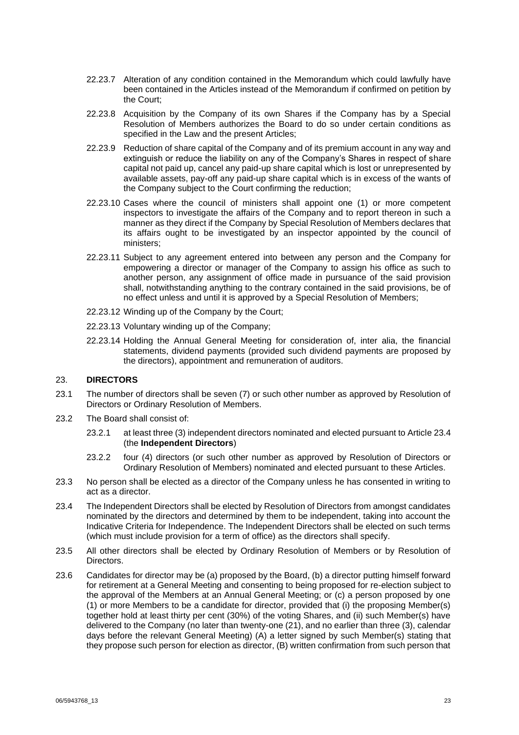22.23.7 Alteration of any condition contained in the Memorandum which could lawfully have been contained in the Articles instead of the Memorandum if confirmed on petition by the Court;

22.23.8 Acquisition by the Company of its own Shares if the Company has by a Special Resolution of Members authorizes the Board to do so under certain conditions as specified in the Law and the present Articles;

22.23.9 Reduction of share capital of the Company and of its premium account in any way and extinguish or reduce the liability on any of the Company's Shares in respect of share capital not paid up, cancel any paid-up share capital which is lost or unrepresented by available assets, pay-off any paid-up share capital which is in excess of the wants of the Company subject to the Court confirming the reduction;

22.23.10 Cases where the council of ministers shall appoint one (1) or more competent inspectors to investigate the affairs of the Company and to report thereon in such a manner as they direct if the Company by Special Resolution of Members declares that its affairs ought to be investigated by an inspector appointed by the council of ministers;

22.23.11 Subject to any agreement entered into between any person and the Company for empowering a director or manager of the Company to assign his office as such to another person, any assignment of office made in pursuance of the said provision shall, notwithstanding anything to the contrary contained in the said provisions, be of no effect unless and until it is approved by a Special Resolution of Members;

22.23.12 Winding up of the Company by the Court;

22.23.13 Voluntary winding up of the Company;

22.23.14 Holding the Annual General Meeting for consideration of, inter alia, the financial statements, dividend payments (provided such dividend payments are proposed by the directors), appointment and remuneration of auditors.

## 23. DIRECTORS

23.1 The number of directors shall be seven (7) or such other number as approved by Resolution of Directors or Ordinary Resolution of Members.

23.2 The Board shall consist of:

23.2.1 at least three (3) independent directors nominated and elected pursuant to Article 23.4 (the **Independent Directors**)

23.2.2 four (4) directors (or such other number as approved by Resolution of Directors or Ordinary Resolution of Members) nominated and elected pursuant to these Articles.

23.3 No person shall be elected as a director of the Company unless he has consented in writing to act as a director.

23.4 The Independent Directors shall be elected by Resolution of Directors from amongst candidates nominated by the directors and determined by them to be independent, taking into account the Indicative Criteria for Independence. The Independent Directors shall be elected on such terms (which must include provision for a term of office) as the directors shall specify.

23.5 All other directors shall be elected by Ordinary Resolution of Members or by Resolution of Directors.

23.6 Candidates for director may be (a) proposed by the Board, (b) a director putting himself forward for retirement at a General Meeting and consenting to being proposed for re-election subject to the approval of the Members at an Annual General Meeting; or (c) a person proposed by one (1) or more Members to be a candidate for director, provided that (i) the proposing Member(s) together hold at least thirty per cent (30%) of the voting Shares, and (ii) such Member(s) have delivered to the Company (no later than twenty-one (21), and no earlier than three (3), calendar days before the relevant General Meeting) (A) a letter signed by such Member(s) stating that they propose such person for election as director, (B) written confirmation from such person that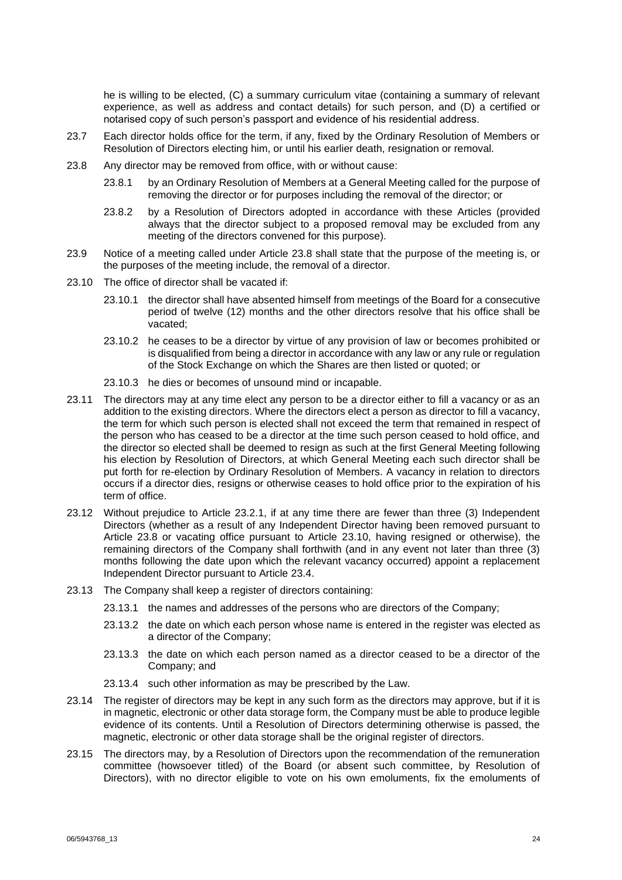he is willing to be elected, (C) a summary curriculum vitae (containing a summary of relevant experience, as well as address and contact details) for such person, and (D) a certified or notarised copy of such person's passport and evidence of his residential address.

23.7 Each director holds office for the term, if any, fixed by the Ordinary Resolution of Members or Resolution of Directors electing him, or until his earlier death, resignation or removal.

23.8 Any director may be removed from office, with or without cause:

23.8.1 by an Ordinary Resolution of Members at a General Meeting called for the purpose of removing the director or for purposes including the removal of the director; or

23.8.2 by a Resolution of Directors adopted in accordance with these Articles (provided always that the director subject to a proposed removal may be excluded from any meeting of the directors convened for this purpose).

23.9 Notice of a meeting called under Article 23.8 shall state that the purpose of the meeting is, or the purposes of the meeting include, the removal of a director.

23.10 The office of director shall be vacated if:

23.10.1 the director shall have absented himself from meetings of the Board for a consecutive period of twelve (12) months and the other directors resolve that his office shall be vacated;

23.10.2 he ceases to be a director by virtue of any provision of law or becomes prohibited or is disqualified from being a director in accordance with any law or any rule or regulation of the Stock Exchange on which the Shares are then listed or quoted; or

23.10.3 he dies or becomes of unsound mind or incapable.

23.11 The directors may at any time elect any person to be a director either to fill a vacancy or as an addition to the existing directors. Where the directors elect a person as director to fill a vacancy, the term for which such person is elected shall not exceed the term that remained in respect of the person who has ceased to be a director at the time such person ceased to hold office, and the director so elected shall be deemed to resign as such at the first General Meeting following his election by Resolution of Directors, at which General Meeting each such director shall be put forth for re-election by Ordinary Resolution of Members. A vacancy in relation to directors occurs if a director dies, resigns or otherwise ceases to hold office prior to the expiration of his term of office.

23.12 Without prejudice to Article 23.2.1, if at any time there are fewer than three (3) Independent Directors (whether as a result of any Independent Director having been removed pursuant to Article 23.8 or vacating office pursuant to Article 23.10, having resigned or otherwise), the remaining directors of the Company shall forthwith (and in any event not later than three (3) months following the date upon which the relevant vacancy occurred) appoint a replacement Independent Director pursuant to Article 23.4.

23.13 The Company shall keep a register of directors containing:

23.13.1 the names and addresses of the persons who are directors of the Company;

23.13.2 the date on which each person whose name is entered in the register was elected as a director of the Company;

23.13.3 the date on which each person named as a director ceased to be a director of the Company; and

23.13.4 such other information as may be prescribed by the Law.

23.14 The register of directors may be kept in any such form as the directors may approve, but if it is in magnetic, electronic or other data storage form, the Company must be able to produce legible evidence of its contents. Until a Resolution of Directors determining otherwise is passed, the magnetic, electronic or other data storage shall be the original register of directors.

23.15 The directors may, by a Resolution of Directors upon the recommendation of the remuneration committee (howsoever titled) of the Board (or absent such committee, by Resolution of Directors), with no director eligible to vote on his own emoluments, fix the emoluments of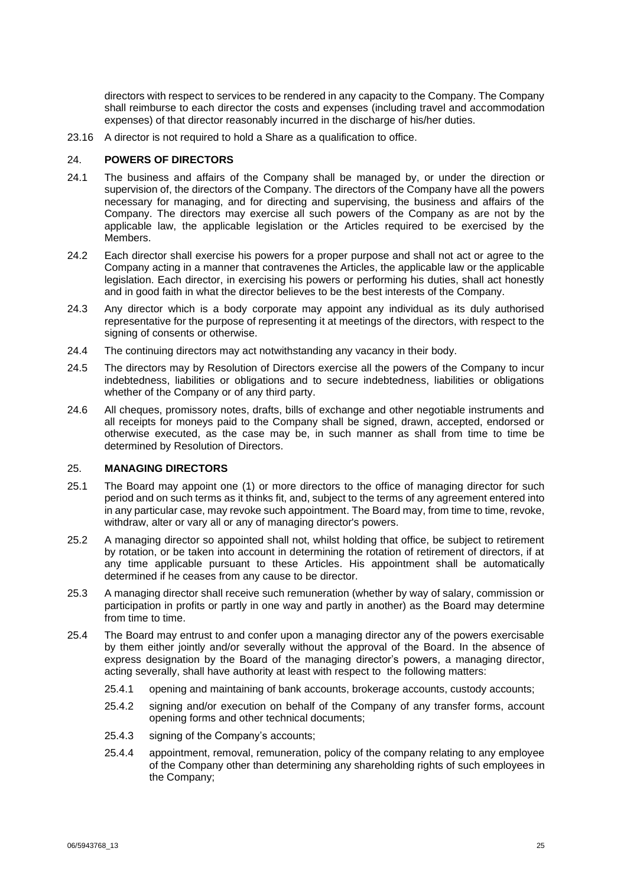directors with respect to services to be rendered in any capacity to the Company. The Company shall reimburse to each director the costs and expenses (including travel and accommodation expenses) of that director reasonably incurred in the discharge of his/her duties.

23.16 A director is not required to hold a Share as a qualification to office.

## 24. POWERS OF DIRECTORS

24.1 The business and affairs of the Company shall be managed by, or under the direction or supervision of, the directors of the Company. The directors of the Company have all the powers necessary for managing, and for directing and supervising, the business and affairs of the Company. The directors may exercise all such powers of the Company as are not by the applicable law, the applicable legislation or the Articles required to be exercised by the Members.

24.2 Each director shall exercise his powers for a proper purpose and shall not act or agree to the Company acting in a manner that contravenes the Articles, the applicable law or the applicable legislation. Each director, in exercising his powers or performing his duties, shall act honestly and in good faith in what the director believes to be the best interests of the Company.

24.3 Any director which is a body corporate may appoint any individual as its duly authorised representative for the purpose of representing it at meetings of the directors, with respect to the signing of consents or otherwise.

24.4 The continuing directors may act notwithstanding any vacancy in their body.

24.5 The directors may by Resolution of Directors exercise all the powers of the Company to incur indebtedness, liabilities or obligations and to secure indebtedness, liabilities or obligations whether of the Company or of any third party.

24.6 All cheques, promissory notes, drafts, bills of exchange and other negotiable instruments and all receipts for moneys paid to the Company shall be signed, drawn, accepted, endorsed or otherwise executed, as the case may be, in such manner as shall from time to time be determined by Resolution of Directors.

## 25. MANAGING DIRECTORS

25.1 The Board may appoint one (1) or more directors to the office of managing director for such period and on such terms as it thinks fit, and, subject to the terms of any agreement entered into in any particular case, may revoke such appointment. The Board may, from time to time, revoke, withdraw, alter or vary all or any of managing director's powers.

25.2 A managing director so appointed shall not, whilst holding that office, be subject to retirement by rotation, or be taken into account in determining the rotation of retirement of directors, if at any time applicable pursuant to these Articles. His appointment shall be automatically determined if he ceases from any cause to be director.

25.3 A managing director shall receive such remuneration (whether by way of salary, commission or participation in profits or partly in one way and partly in another) as the Board may determine from time to time.

25.4 The Board may entrust to and confer upon a managing director any of the powers exercisable by them either jointly and/or severally without the approval of the Board. In the absence of express designation by the Board of the managing director's powers, a managing director, acting severally, shall have authority at least with respect to the following matters:

25.4.1 opening and maintaining of bank accounts, brokerage accounts, custody accounts;

25.4.2 signing and/or execution on behalf of the Company of any transfer forms, account opening forms and other technical documents;

25.4.3 signing of the Company's accounts;

25.4.4 appointment, removal, remuneration, policy of the company relating to any employee of the Company other than determining any shareholding rights of such employees in the Company;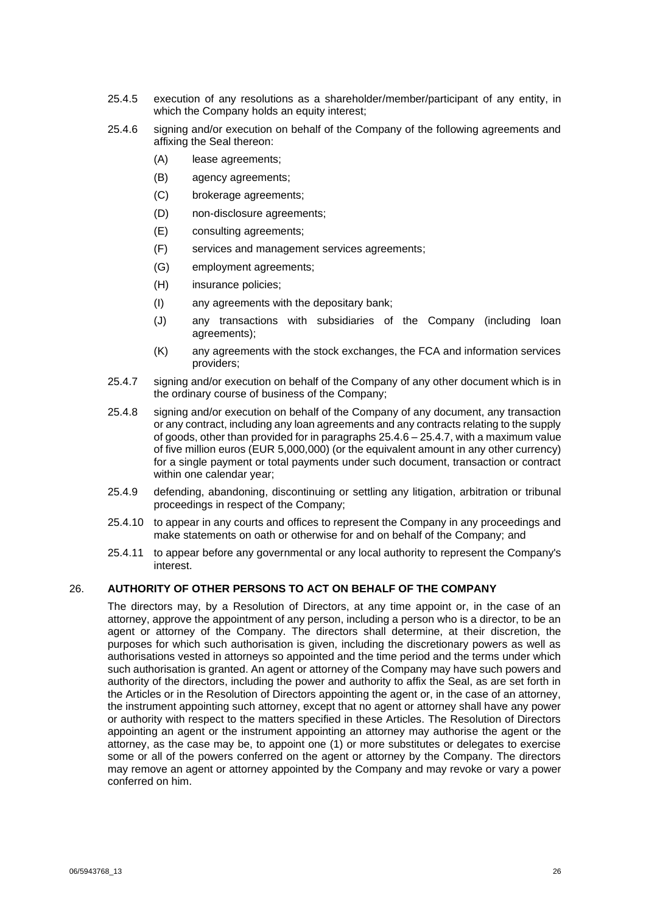25.4.5 execution of any resolutions as a shareholder/member/participant of any entity, in which the Company holds an equity interest;

25.4.6 signing and/or execution on behalf of the Company of the following agreements and affixing the Seal thereon:

- (A) lease agreements;
- (B) agency agreements;
- (C) brokerage agreements;
- (D) non-disclosure agreements;
- (E) consulting agreements;
- (F) services and management services agreements;
- (G) employment agreements;
- (H) insurance policies;
- (I) any agreements with the depositary bank;
- (J) any transactions with subsidiaries of the Company (including loan agreements);
- (K) any agreements with the stock exchanges, the FCA and information services providers;

25.4.7 signing and/or execution on behalf of the Company of any other document which is in the ordinary course of business of the Company;

25.4.8 signing and/or execution on behalf of the Company of any document, any transaction or any contract, including any loan agreements and any contracts relating to the supply of goods, other than provided for in paragraphs 25.4.6 – 25.4.7, with a maximum value of five million euros (EUR 5,000,000) (or the equivalent amount in any other currency) for a single payment or total payments under such document, transaction or contract within one calendar year;

25.4.9 defending, abandoning, discontinuing or settling any litigation, arbitration or tribunal proceedings in respect of the Company;

25.4.10 to appear in any courts and offices to represent the Company in any proceedings and make statements on oath or otherwise for and on behalf of the Company; and

25.4.11 to appear before any governmental or any local authority to represent the Company's interest.

## 26. AUTHORITY OF OTHER PERSONS TO ACT ON BEHALF OF THE COMPANY

The directors may, by a Resolution of Directors, at any time appoint or, in the case of an attorney, approve the appointment of any person, including a person who is a director, to be an agent or attorney of the Company. The directors shall determine, at their discretion, the purposes for which such authorisation is given, including the discretionary powers as well as authorisations vested in attorneys so appointed and the time period and the terms under which such authorisation is granted. An agent or attorney of the Company may have such powers and authority of the directors, including the power and authority to affix the Seal, as are set forth in the Articles or in the Resolution of Directors appointing the agent or, in the case of an attorney, the instrument appointing such attorney, except that no agent or attorney shall have any power or authority with respect to the matters specified in these Articles. The Resolution of Directors appointing an agent or the instrument appointing an attorney may authorise the agent or the attorney, as the case may be, to appoint one (1) or more substitutes or delegates to exercise some or all of the powers conferred on the agent or attorney by the Company. The directors may remove an agent or attorney appointed by the Company and may revoke or vary a power conferred on him.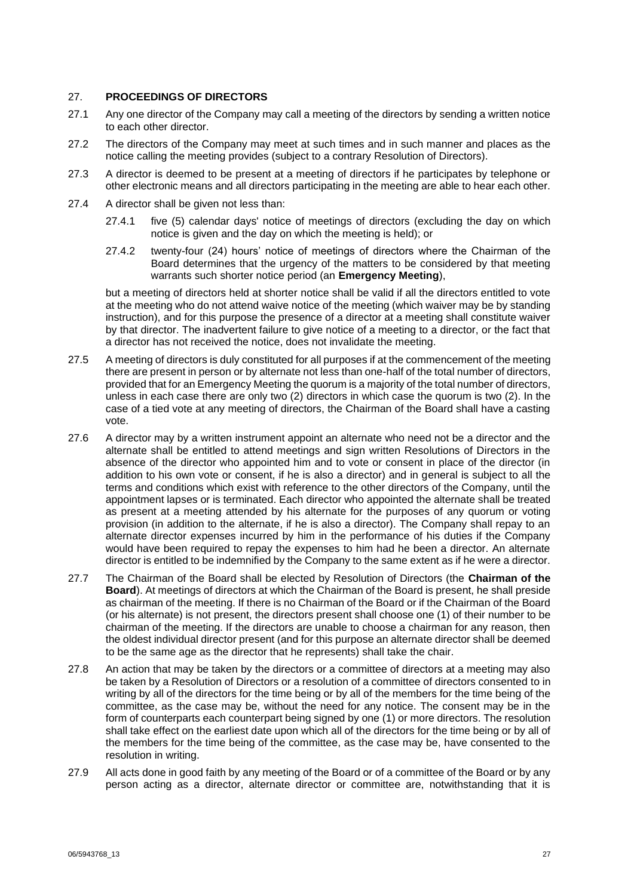## 27. PROCEEDINGS OF DIRECTORS

27.1 Any one director of the Company may call a meeting of the directors by sending a written notice to each other director.

27.2 The directors of the Company may meet at such times and in such manner and places as the notice calling the meeting provides (subject to a contrary Resolution of Directors).

27.3 A director is deemed to be present at a meeting of directors if he participates by telephone or other electronic means and all directors participating in the meeting are able to hear each other.

27.4 A director shall be given not less than:

27.4.1 five (5) calendar days' notice of meetings of directors (excluding the day on which notice is given and the day on which the meeting is held); or

27.4.2 twenty-four (24) hours' notice of meetings of directors where the Chairman of the Board determines that the urgency of the matters to be considered by that meeting warrants such shorter notice period (an **Emergency Meeting**),

but a meeting of directors held at shorter notice shall be valid if all the directors entitled to vote at the meeting who do not attend waive notice of the meeting (which waiver may be by standing instruction), and for this purpose the presence of a director at a meeting shall constitute waiver by that director. The inadvertent failure to give notice of a meeting to a director, or the fact that a director has not received the notice, does not invalidate the meeting.

27.5 A meeting of directors is duly constituted for all purposes if at the commencement of the meeting there are present in person or by alternate not less than one-half of the total number of directors, provided that for an Emergency Meeting the quorum is a majority of the total number of directors, unless in each case there are only two (2) directors in which case the quorum is two (2). In the case of a tied vote at any meeting of directors, the Chairman of the Board shall have a casting vote.

27.6 A director may by a written instrument appoint an alternate who need not be a director and the alternate shall be entitled to attend meetings and sign written Resolutions of Directors in the absence of the director who appointed him and to vote or consent in place of the director (in addition to his own vote or consent, if he is also a director) and in general is subject to all the terms and conditions which exist with reference to the other directors of the Company, until the appointment lapses or is terminated. Each director who appointed the alternate shall be treated as present at a meeting attended by his alternate for the purposes of any quorum or voting provision (in addition to the alternate, if he is also a director). The Company shall repay to an alternate director expenses incurred by him in the performance of his duties if the Company would have been required to repay the expenses to him had he been a director. An alternate director is entitled to be indemnified by the Company to the same extent as if he were a director.

27.7 The Chairman of the Board shall be elected by Resolution of Directors (the **Chairman of the Board**). At meetings of directors at which the Chairman of the Board is present, he shall preside as chairman of the meeting. If there is no Chairman of the Board or if the Chairman of the Board (or his alternate) is not present, the directors present shall choose one (1) of their number to be chairman of the meeting. If the directors are unable to choose a chairman for any reason, then the oldest individual director present (and for this purpose an alternate director shall be deemed to be the same age as the director that he represents) shall take the chair.

27.8 An action that may be taken by the directors or a committee of directors at a meeting may also be taken by a Resolution of Directors or a resolution of a committee of directors consented to in writing by all of the directors for the time being or by all of the members for the time being of the committee, as the case may be, without the need for any notice. The consent may be in the form of counterparts each counterpart being signed by one (1) or more directors. The resolution shall take effect on the earliest date upon which all of the directors for the time being or by all of the members for the time being of the committee, as the case may be, have consented to the resolution in writing.

27.9 All acts done in good faith by any meeting of the Board or of a committee of the Board or by any person acting as a director, alternate director or committee are, notwithstanding that it is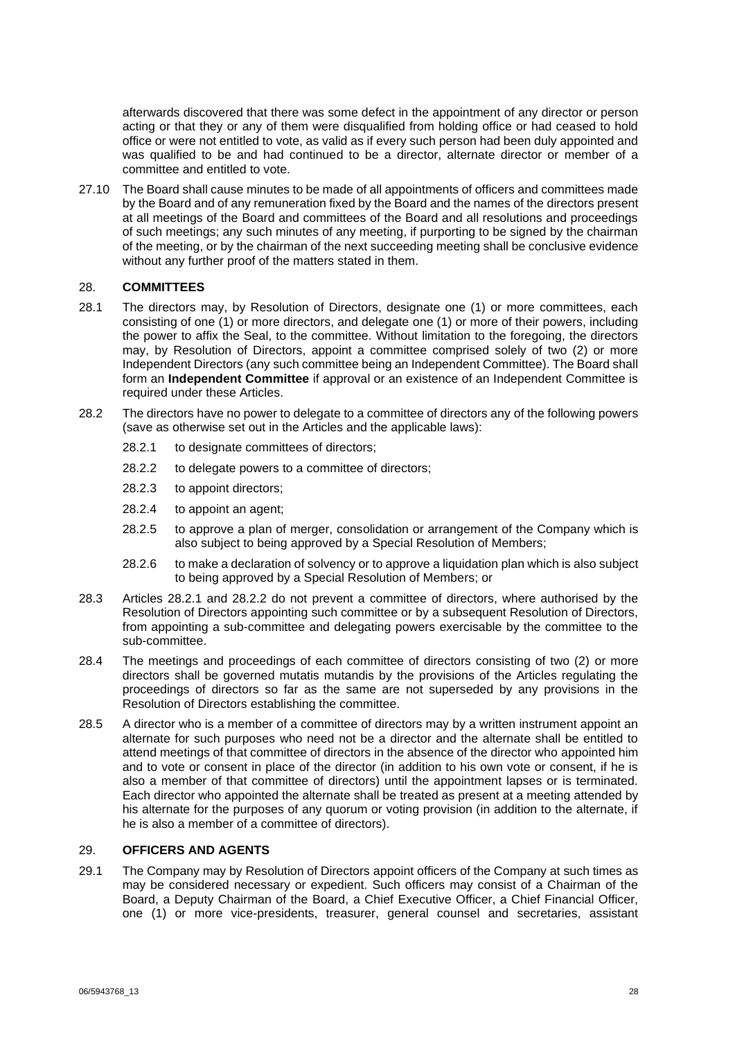afterwards discovered that there was some defect in the appointment of any director or person acting or that they or any of them were disqualified from holding office or had ceased to hold office or were not entitled to vote, as valid as if every such person had been duly appointed and was qualified to be and had continued to be a director, alternate director or member of a committee and entitled to vote.

27.10 The Board shall cause minutes to be made of all appointments of officers and committees made by the Board and of any remuneration fixed by the Board and the names of the directors present at all meetings of the Board and committees of the Board and all resolutions and proceedings of such meetings; any such minutes of any meeting, if purporting to be signed by the chairman of the meeting, or by the chairman of the next succeeding meeting shall be conclusive evidence without any further proof of the matters stated in them.

## 28. **COMMITTEES**

28.1 The directors may, by Resolution of Directors, designate one (1) or more committees, each consisting of one (1) or more directors, and delegate one (1) or more of their powers, including the power to affix the Seal, to the committee. Without limitation to the foregoing, the directors may, by Resolution of Directors, appoint a committee comprised solely of two (2) or more Independent Directors (any such committee being an Independent Committee). The Board shall form an **Independent Committee** if approval or an existence of an Independent Committee is required under these Articles.

28.2 The directors have no power to delegate to a committee of directors any of the following powers (save as otherwise set out in the Articles and the applicable laws):

- 28.2.1 to designate committees of directors;
- 28.2.2 to delegate powers to a committee of directors;
- 28.2.3 to appoint directors;
- 28.2.4 to appoint an agent;
- 28.2.5 to approve a plan of merger, consolidation or arrangement of the Company which is also subject to being approved by a Special Resolution of Members;
- 28.2.6 to make a declaration of solvency or to approve a liquidation plan which is also subject to being approved by a Special Resolution of Members; or

28.3 Articles 28.2.1 and 28.2.2 do not prevent a committee of directors, where authorised by the Resolution of Directors appointing such committee or by a subsequent Resolution of Directors, from appointing a sub-committee and delegating powers exercisable by the committee to the sub-committee.

28.4 The meetings and proceedings of each committee of directors consisting of two (2) or more directors shall be governed mutatis mutandis by the provisions of the Articles regulating the proceedings of directors so far as the same are not superseded by any provisions in the Resolution of Directors establishing the committee.

28.5 A director who is a member of a committee of directors may by a written instrument appoint an alternate for such purposes who need not be a director and the alternate shall be entitled to attend meetings of that committee of directors in the absence of the director who appointed him and to vote or consent in place of the director (in addition to his own vote or consent, if he is also a member of that committee of directors) until the appointment lapses or is terminated. Each director who appointed the alternate shall be treated as present at a meeting attended by his alternate for the purposes of any quorum or voting provision (in addition to the alternate, if he is also a member of a committee of directors).

## 29. **OFFICERS AND AGENTS**

29.1 The Company may by Resolution of Directors appoint officers of the Company at such times as may be considered necessary or expedient. Such officers may consist of a Chairman of the Board, a Deputy Chairman of the Board, a Chief Executive Officer, a Chief Financial Officer, one (1) or more vice-presidents, treasurer, general counsel and secretaries, assistant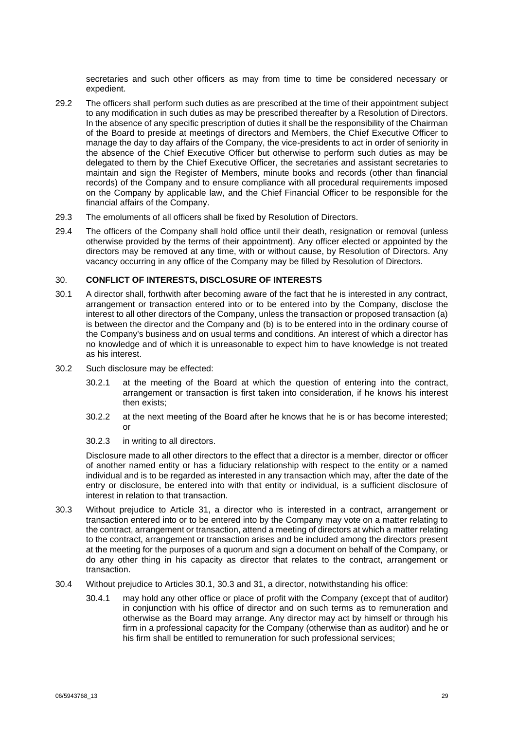secretaries and such other officers as may from time to time be considered necessary or expedient.

29.2 The officers shall perform such duties as are prescribed at the time of their appointment subject to any modification in such duties as may be prescribed thereafter by a Resolution of Directors. In the absence of any specific prescription of duties it shall be the responsibility of the Chairman of the Board to preside at meetings of directors and Members, the Chief Executive Officer to manage the day to day affairs of the Company, the vice-presidents to act in order of seniority in the absence of the Chief Executive Officer but otherwise to perform such duties as may be delegated to them by the Chief Executive Officer, the secretaries and assistant secretaries to maintain and sign the Register of Members, minute books and records (other than financial records) of the Company and to ensure compliance with all procedural requirements imposed on the Company by applicable law, and the Chief Financial Officer to be responsible for the financial affairs of the Company.

29.3 The emoluments of all officers shall be fixed by Resolution of Directors.

29.4 The officers of the Company shall hold office until their death, resignation or removal (unless otherwise provided by the terms of their appointment). Any officer elected or appointed by the directors may be removed at any time, with or without cause, by Resolution of Directors. Any vacancy occurring in any office of the Company may be filled by Resolution of Directors.

## 30. CONFLICT OF INTERESTS, DISCLOSURE OF INTERESTS

30.1 A director shall, forthwith after becoming aware of the fact that he is interested in any contract, arrangement or transaction entered into or to be entered into by the Company, disclose the interest to all other directors of the Company, unless the transaction or proposed transaction (a) is between the director and the Company and (b) is to be entered into in the ordinary course of the Company's business and on usual terms and conditions. An interest of which a director has no knowledge and of which it is unreasonable to expect him to have knowledge is not treated as his interest.

30.2 Such disclosure may be effected:

30.2.1 at the meeting of the Board at which the question of entering into the contract, arrangement or transaction is first taken into consideration, if he knows his interest then exists;

30.2.2 at the next meeting of the Board after he knows that he is or has become interested; or

30.2.3 in writing to all directors.

Disclosure made to all other directors to the effect that a director is a member, director or officer of another named entity or has a fiduciary relationship with respect to the entity or a named individual and is to be regarded as interested in any transaction which may, after the date of the entry or disclosure, be entered into with that entity or individual, is a sufficient disclosure of interest in relation to that transaction.

30.3 Without prejudice to Article 31, a director who is interested in a contract, arrangement or transaction entered into or to be entered into by the Company may vote on a matter relating to the contract, arrangement or transaction, attend a meeting of directors at which a matter relating to the contract, arrangement or transaction arises and be included among the directors present at the meeting for the purposes of a quorum and sign a document on behalf of the Company, or do any other thing in his capacity as director that relates to the contract, arrangement or transaction.

30.4 Without prejudice to Articles 30.1, 30.3 and 31, a director, notwithstanding his office:

30.4.1 may hold any other office or place of profit with the Company (except that of auditor) in conjunction with his office of director and on such terms as to remuneration and otherwise as the Board may arrange. Any director may act by himself or through his firm in a professional capacity for the Company (otherwise than as auditor) and he or his firm shall be entitled to remuneration for such professional services;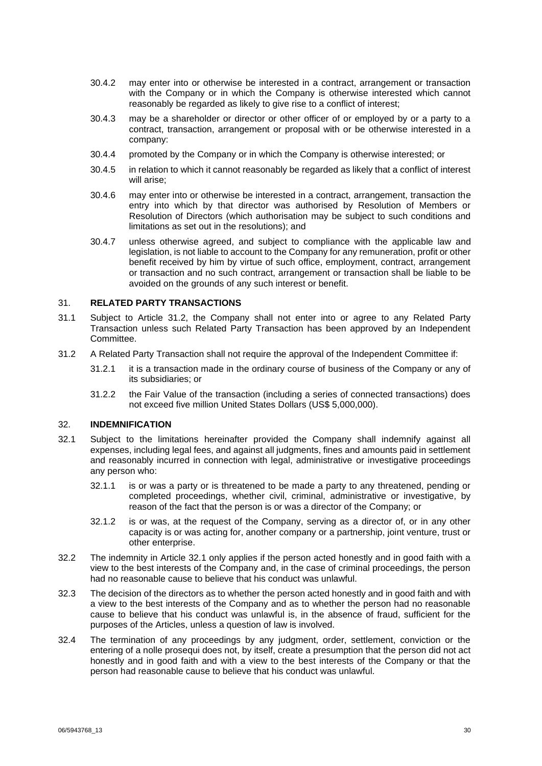30.4.2 may enter into or otherwise be interested in a contract, arrangement or transaction with the Company or in which the Company is otherwise interested which cannot reasonably be regarded as likely to give rise to a conflict of interest;

30.4.3 may be a shareholder or director or other officer of or employed by or a party to a contract, transaction, arrangement or proposal with or be otherwise interested in a company:

30.4.4 promoted by the Company or in which the Company is otherwise interested; or

30.4.5 in relation to which it cannot reasonably be regarded as likely that a conflict of interest will arise;

30.4.6 may enter into or otherwise be interested in a contract, arrangement, transaction the entry into which by that director was authorised by Resolution of Members or Resolution of Directors (which authorisation may be subject to such conditions and limitations as set out in the resolutions); and

30.4.7 unless otherwise agreed, and subject to compliance with the applicable law and legislation, is not liable to account to the Company for any remuneration, profit or other benefit received by him by virtue of such office, employment, contract, arrangement or transaction and no such contract, arrangement or transaction shall be liable to be avoided on the grounds of any such interest or benefit.

## 31. RELATED PARTY TRANSACTIONS

31.1 Subject to Article 31.2, the Company shall not enter into or agree to any Related Party Transaction unless such Related Party Transaction has been approved by an Independent Committee.

31.2 A Related Party Transaction shall not require the approval of the Independent Committee if:

31.2.1 it is a transaction made in the ordinary course of business of the Company or any of its subsidiaries; or

31.2.2 the Fair Value of the transaction (including a series of connected transactions) does not exceed five million United States Dollars (US$ 5,000,000).

## 32. INDEMNIFICATION

32.1 Subject to the limitations hereinafter provided the Company shall indemnify against all expenses, including legal fees, and against all judgments, fines and amounts paid in settlement and reasonably incurred in connection with legal, administrative or investigative proceedings any person who:

32.1.1 is or was a party or is threatened to be made a party to any threatened, pending or completed proceedings, whether civil, criminal, administrative or investigative, by reason of the fact that the person is or was a director of the Company; or

32.1.2 is or was, at the request of the Company, serving as a director of, or in any other capacity is or was acting for, another company or a partnership, joint venture, trust or other enterprise.

32.2 The indemnity in Article 32.1 only applies if the person acted honestly and in good faith with a view to the best interests of the Company and, in the case of criminal proceedings, the person had no reasonable cause to believe that his conduct was unlawful.

32.3 The decision of the directors as to whether the person acted honestly and in good faith and with a view to the best interests of the Company and as to whether the person had no reasonable cause to believe that his conduct was unlawful is, in the absence of fraud, sufficient for the purposes of the Articles, unless a question of law is involved.

32.4 The termination of any proceedings by any judgment, order, settlement, conviction or the entering of a nolle prosequi does not, by itself, create a presumption that the person did not act honestly and in good faith and with a view to the best interests of the Company or that the person had reasonable cause to believe that his conduct was unlawful.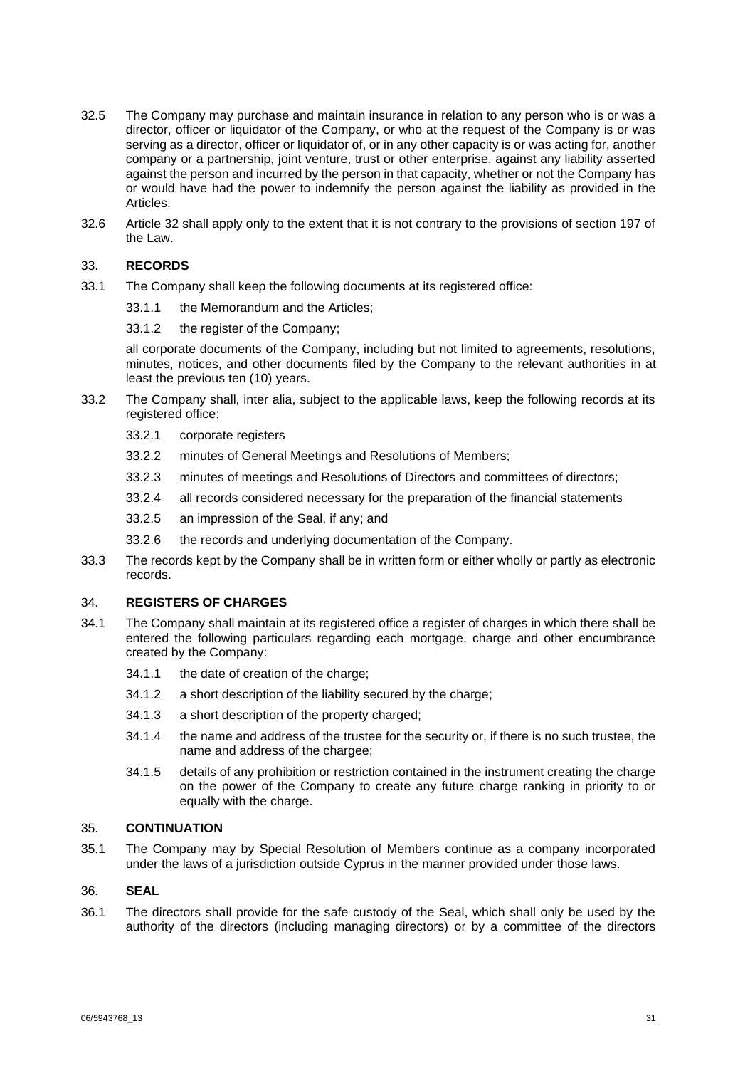32.5 The Company may purchase and maintain insurance in relation to any person who is or was a director, officer or liquidator of the Company, or who at the request of the Company is or was serving as a director, officer or liquidator of, or in any other capacity is or was acting for, another company or a partnership, joint venture, trust or other enterprise, against any liability asserted against the person and incurred by the person in that capacity, whether or not the Company has or would have had the power to indemnify the person against the liability as provided in the Articles.

32.6 Article 32 shall apply only to the extent that it is not contrary to the provisions of section 197 of the Law.

## 33. RECORDS

33.1 The Company shall keep the following documents at its registered office:

33.1.1 the Memorandum and the Articles;

33.1.2 the register of the Company;

all corporate documents of the Company, including but not limited to agreements, resolutions, minutes, notices, and other documents filed by the Company to the relevant authorities in at least the previous ten (10) years.

33.2 The Company shall, inter alia, subject to the applicable laws, keep the following records at its registered office:

33.2.1 corporate registers

33.2.2 minutes of General Meetings and Resolutions of Members;

33.2.3 minutes of meetings and Resolutions of Directors and committees of directors;

33.2.4 all records considered necessary for the preparation of the financial statements

33.2.5 an impression of the Seal, if any; and

33.2.6 the records and underlying documentation of the Company.

33.3 The records kept by the Company shall be in written form or either wholly or partly as electronic records.

## 34. REGISTERS OF CHARGES

34.1 The Company shall maintain at its registered office a register of charges in which there shall be entered the following particulars regarding each mortgage, charge and other encumbrance created by the Company:

34.1.1 the date of creation of the charge;

34.1.2 a short description of the liability secured by the charge;

34.1.3 a short description of the property charged;

34.1.4 the name and address of the trustee for the security or, if there is no such trustee, the name and address of the chargee;

34.1.5 details of any prohibition or restriction contained in the instrument creating the charge on the power of the Company to create any future charge ranking in priority to or equally with the charge.

## 35. CONTINUATION

35.1 The Company may by Special Resolution of Members continue as a company incorporated under the laws of a jurisdiction outside Cyprus in the manner provided under those laws.

## 36. SEAL

36.1 The directors shall provide for the safe custody of the Seal, which shall only be used by the authority of the directors (including managing directors) or by a committee of the directors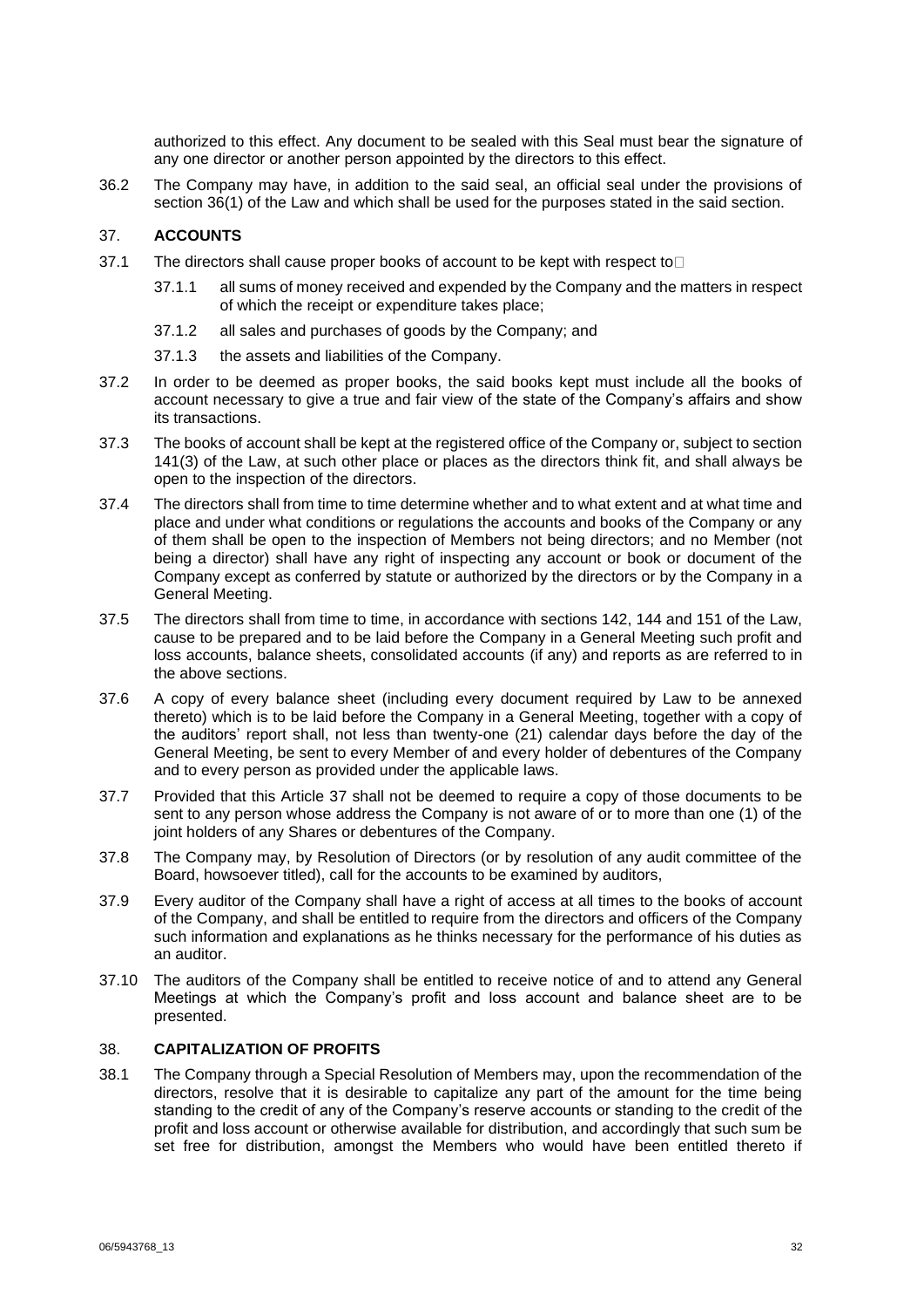authorized to this effect. Any document to be sealed with this Seal must bear the signature of any one director or another person appointed by the directors to this effect.

36.2 The Company may have, in addition to the said seal, an official seal under the provisions of section 36(1) of the Law and which shall be used for the purposes stated in the said section.

## 37. ACCOUNTS

37.1 The directors shall cause proper books of account to be kept with respect to

37.1.1 all sums of money received and expended by the Company and the matters in respect of which the receipt or expenditure takes place;

37.1.2 all sales and purchases of goods by the Company; and

37.1.3 the assets and liabilities of the Company.

37.2 In order to be deemed as proper books, the said books kept must include all the books of account necessary to give a true and fair view of the state of the Company's affairs and show its transactions.

37.3 The books of account shall be kept at the registered office of the Company or, subject to section 141(3) of the Law, at such other place or places as the directors think fit, and shall always be open to the inspection of the directors.

37.4 The directors shall from time to time determine whether and to what extent and at what time and place and under what conditions or regulations the accounts and books of the Company or any of them shall be open to the inspection of Members not being directors; and no Member (not being a director) shall have any right of inspecting any account or book or document of the Company except as conferred by statute or authorized by the directors or by the Company in a General Meeting.

37.5 The directors shall from time to time, in accordance with sections 142, 144 and 151 of the Law, cause to be prepared and to be laid before the Company in a General Meeting such profit and loss accounts, balance sheets, consolidated accounts (if any) and reports as are referred to in the above sections.

37.6 A copy of every balance sheet (including every document required by Law to be annexed thereto) which is to be laid before the Company in a General Meeting, together with a copy of the auditors' report shall, not less than twenty-one (21) calendar days before the day of the General Meeting, be sent to every Member of and every holder of debentures of the Company and to every person as provided under the applicable laws.

37.7 Provided that this Article 37 shall not be deemed to require a copy of those documents to be sent to any person whose address the Company is not aware of or to more than one (1) of the joint holders of any Shares or debentures of the Company.

37.8 The Company may, by Resolution of Directors (or by resolution of any audit committee of the Board, howsoever titled), call for the accounts to be examined by auditors,

37.9 Every auditor of the Company shall have a right of access at all times to the books of account of the Company, and shall be entitled to require from the directors and officers of the Company such information and explanations as he thinks necessary for the performance of his duties as an auditor.

37.10 The auditors of the Company shall be entitled to receive notice of and to attend any General Meetings at which the Company's profit and loss account and balance sheet are to be presented.

## 38. CAPITALIZATION OF PROFITS

38.1 The Company through a Special Resolution of Members may, upon the recommendation of the directors, resolve that it is desirable to capitalize any part of the amount for the time being standing to the credit of any of the Company's reserve accounts or standing to the credit of the profit and loss account or otherwise available for distribution, and accordingly that such sum be set free for distribution, amongst the Members who would have been entitled thereto if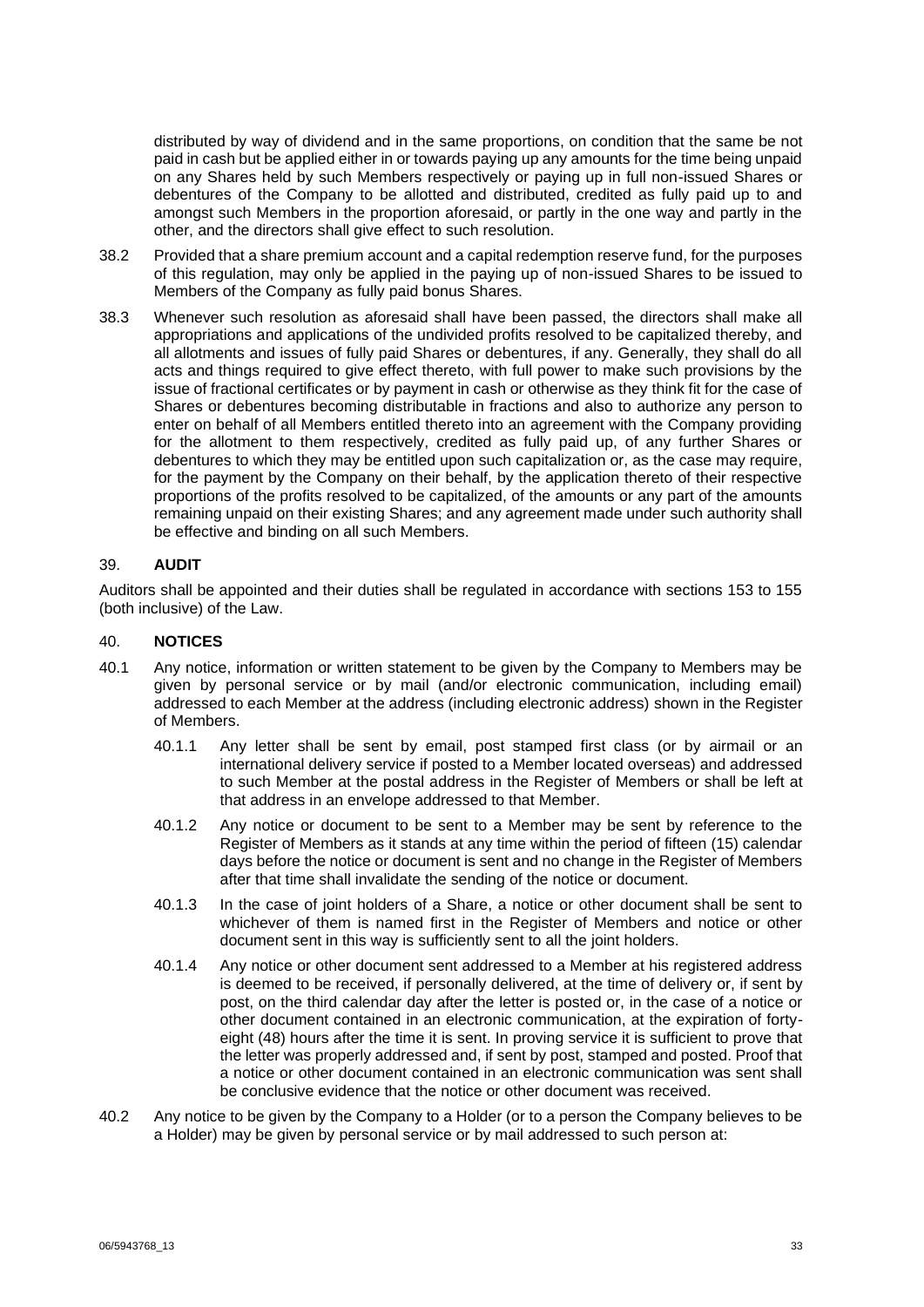distributed by way of dividend and in the same proportions, on condition that the same be not paid in cash but be applied either in or towards paying up any amounts for the time being unpaid on any Shares held by such Members respectively or paying up in full non-issued Shares or debentures of the Company to be allotted and distributed, credited as fully paid up to and amongst such Members in the proportion aforesaid, or partly in the one way and partly in the other, and the directors shall give effect to such resolution.

38.2 Provided that a share premium account and a capital redemption reserve fund, for the purposes of this regulation, may only be applied in the paying up of non-issued Shares to be issued to Members of the Company as fully paid bonus Shares.

38.3 Whenever such resolution as aforesaid shall have been passed, the directors shall make all appropriations and applications of the undivided profits resolved to be capitalized thereby, and all allotments and issues of fully paid Shares or debentures, if any. Generally, they shall do all acts and things required to give effect thereto, with full power to make such provisions by the issue of fractional certificates or by payment in cash or otherwise as they think fit for the case of Shares or debentures becoming distributable in fractions and also to authorize any person to enter on behalf of all Members entitled thereto into an agreement with the Company providing for the allotment to them respectively, credited as fully paid up, of any further Shares or debentures to which they may be entitled upon such capitalization or, as the case may require, for the payment by the Company on their behalf, by the application thereto of their respective proportions of the profits resolved to be capitalized, of the amounts or any part of the amounts remaining unpaid on their existing Shares; and any agreement made under such authority shall be effective and binding on all such Members.

## 39. AUDIT

Auditors shall be appointed and their duties shall be regulated in accordance with sections 153 to 155 (both inclusive) of the Law.

## 40. NOTICES

40.1 Any notice, information or written statement to be given by the Company to Members may be given by personal service or by mail (and/or electronic communication, including email) addressed to each Member at the address (including electronic address) shown in the Register of Members.

40.1.1 Any letter shall be sent by email, post stamped first class (or by airmail or an international delivery service if posted to a Member located overseas) and addressed to such Member at the postal address in the Register of Members or shall be left at that address in an envelope addressed to that Member.

40.1.2 Any notice or document to be sent to a Member may be sent by reference to the Register of Members as it stands at any time within the period of fifteen (15) calendar days before the notice or document is sent and no change in the Register of Members after that time shall invalidate the sending of the notice or document.

40.1.3 In the case of joint holders of a Share, a notice or other document shall be sent to whichever of them is named first in the Register of Members and notice or other document sent in this way is sufficiently sent to all the joint holders.

40.1.4 Any notice or other document sent addressed to a Member at his registered address is deemed to be received, if personally delivered, at the time of delivery or, if sent by post, on the third calendar day after the letter is posted or, in the case of a notice or other document contained in an electronic communication, at the expiration of forty-eight (48) hours after the time it is sent. In proving service it is sufficient to prove that the letter was properly addressed and, if sent by post, stamped and posted. Proof that a notice or other document contained in an electronic communication was sent shall be conclusive evidence that the notice or other document was received.

40.2 Any notice to be given by the Company to a Holder (or to a person the Company believes to be a Holder) may be given by personal service or by mail addressed to such person at: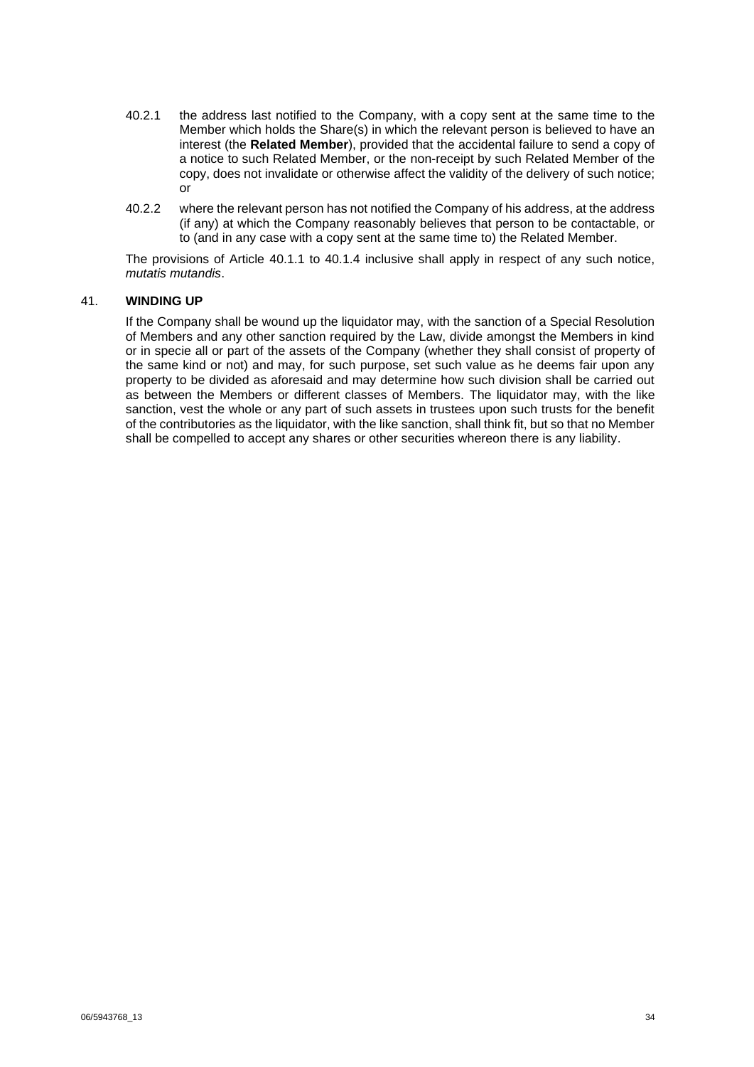40.2.1 the address last notified to the Company, with a copy sent at the same time to the Member which holds the Share(s) in which the relevant person is believed to have an interest (the **Related Member**), provided that the accidental failure to send a copy of a notice to such Related Member, or the non-receipt by such Related Member of the copy, does not invalidate or otherwise affect the validity of the delivery of such notice; or

40.2.2 where the relevant person has not notified the Company of his address, at the address (if any) at which the Company reasonably believes that person to be contactable, or to (and in any case with a copy sent at the same time to) the Related Member.

The provisions of Article 40.1.1 to 40.1.4 inclusive shall apply in respect of any such notice, *mutatis mutandis*.

## 41. WINDING UP

If the Company shall be wound up the liquidator may, with the sanction of a Special Resolution of Members and any other sanction required by the Law, divide amongst the Members in kind or in specie all or part of the assets of the Company (whether they shall consist of property of the same kind or not) and may, for such purpose, set such value as he deems fair upon any property to be divided as aforesaid and may determine how such division shall be carried out as between the Members or different classes of Members. The liquidator may, with the like sanction, vest the whole or any part of such assets in trustees upon such trusts for the benefit of the contributories as the liquidator, with the like sanction, shall think fit, but so that no Member shall be compelled to accept any shares or other securities whereon there is any liability.